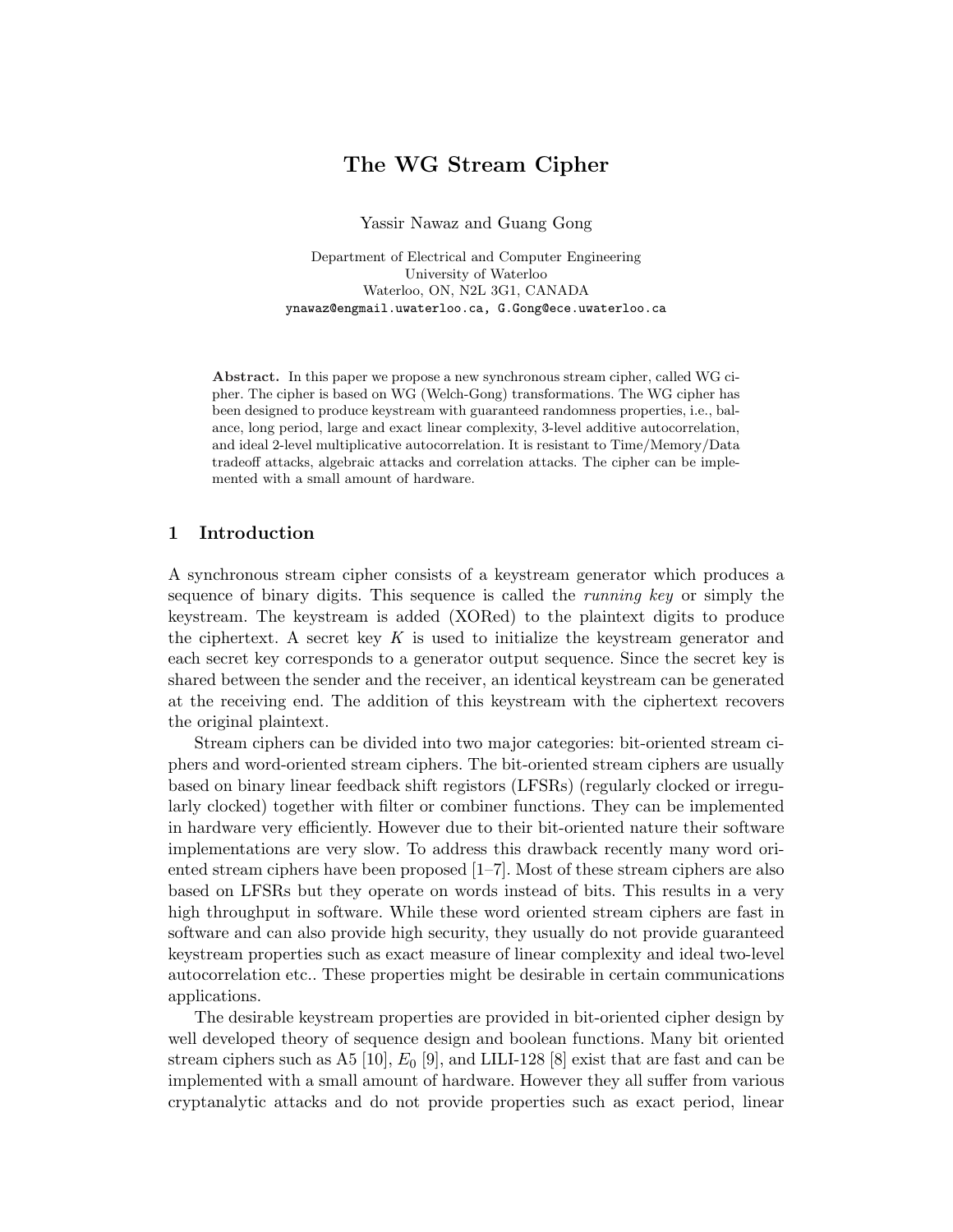# The WG Stream Cipher

Yassir Nawaz and Guang Gong

Department of Electrical and Computer Engineering
University of Waterloo
Waterloo, ON, N2L 3G1, CANADA
ynawaz@engmail.uwaterloo.ca, G.Gong@ece.uwaterloo.ca

**Abstract.** In this paper we propose a new synchronous stream cipher, called WG cipher. The cipher is based on WG (Welch-Gong) transformations. The WG cipher has been designed to produce keystream with guaranteed randomness properties, i.e., balance, long period, large and exact linear complexity, 3-level additive autocorrelation, and ideal 2-level multiplicative autocorrelation. It is resistant to Time/Memory/Data tradeoff attacks, algebraic attacks and correlation attacks. The cipher can be implemented with a small amount of hardware.

## 1 Introduction

A synchronous stream cipher consists of a keystream generator which produces a sequence of binary digits. This sequence is called the *running key* or simply the keystream. The keystream is added (XORed) to the plaintext digits to produce the ciphertext. A secret key $K$ is used to initialize the keystream generator and each secret key corresponds to a generator output sequence. Since the secret key is shared between the sender and the receiver, an identical keystream can be generated at the receiving end. The addition of this keystream with the ciphertext recovers the original plaintext.

Stream ciphers can be divided into two major categories: bit-oriented stream ciphers and word-oriented stream ciphers. The bit-oriented stream ciphers are usually based on binary linear feedback shift registors (LFSRs) (regularly clocked or irregularly clocked) together with filter or combiner functions. They can be implemented in hardware very efficiently. However due to their bit-oriented nature their software implementations are very slow. To address this drawback recently many word oriented stream ciphers have been proposed [1–7]. Most of these stream ciphers are also based on LFSRs but they operate on words instead of bits. This results in a very high throughput in software. While these word oriented stream ciphers are fast in software and can also provide high security, they usually do not provide guaranteed keystream properties such as exact measure of linear complexity and ideal two-level autocorrelation etc.. These properties might be desirable in certain communications applications.

The desirable keystream properties are provided in bit-oriented cipher design by well developed theory of sequence design and boolean functions. Many bit oriented stream ciphers such as A5 [10], $E_0$ [9], and LILI-128 [8] exist that are fast and can be implemented with a small amount of hardware. However they all suffer from various cryptanalytic attacks and do not provide properties such as exact period, linear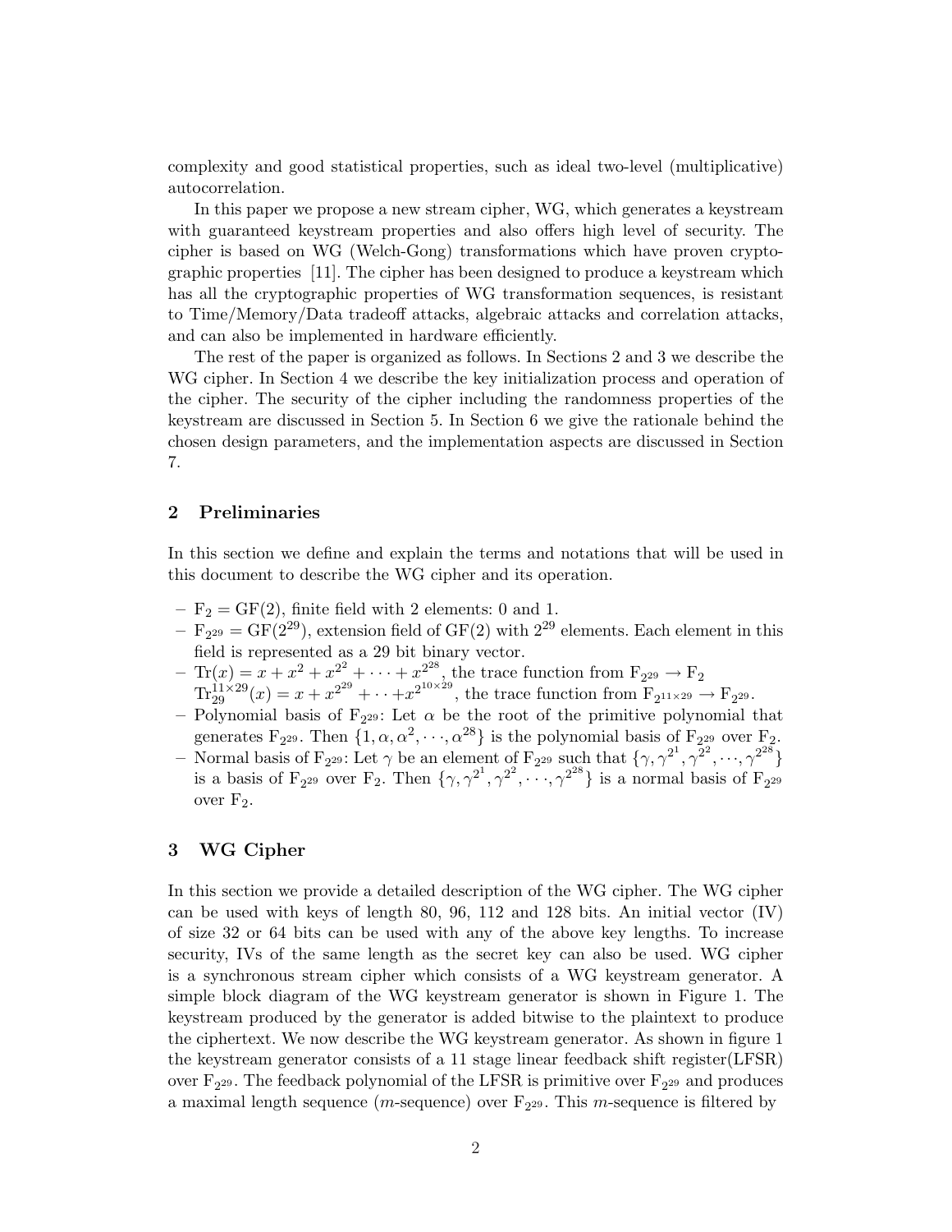complexity and good statistical properties, such as ideal two-level (multiplicative) autocorrelation.

In this paper we propose a new stream cipher, WG, which generates a keystream with guaranteed keystream properties and also offers high level of security. The cipher is based on WG (Welch-Gong) transformations which have proven cryptographic properties [11]. The cipher has been designed to produce a keystream which has all the cryptographic properties of WG transformation sequences, is resistant to Time/Memory/Data tradeoff attacks, algebraic attacks and correlation attacks, and can also be implemented in hardware efficiently.

The rest of the paper is organized as follows. In Sections 2 and 3 we describe the WG cipher. In Section 4 we describe the key initialization process and operation of the cipher. The security of the cipher including the randomness properties of the keystream are discussed in Section 5. In Section 6 we give the rationale behind the chosen design parameters, and the implementation aspects are discussed in Section 7.

## 2 Preliminaries

In this section we define and explain the terms and notations that will be used in this document to describe the WG cipher and its operation.

- $\mathrm{F}_2 = \mathrm{GF}(2)$, finite field with 2 elements: 0 and 1.
- $\mathrm{F}_{2^{29}} = \mathrm{GF}(2^{29})$, extension field of GF(2) with $2^{29}$ elements. Each element in this field is represented as a 29 bit binary vector.
- $\mathrm{Tr}(x) = x + x^2 + x^{2^2} + \cdots + x^{2^{28}}$, the trace function from $\mathrm{F}_{2^{29}} \to \mathrm{F}_2$
  $\mathrm{Tr}_{29}^{11\times 29}(x) = x + x^{2^{29}} + \cdot\cdot + x^{2^{10\times 29}}$, the trace function from $\mathrm{F}_{2^{11\times 29}} \to \mathrm{F}_{2^{29}}$.
- Polynomial basis of $\mathrm{F}_{2^{29}}$: Let $\alpha$ be the root of the primitive polynomial that generates $\mathrm{F}_{2^{29}}$. Then $\{1, \alpha, \alpha^2, \cdots, \alpha^{28}\}$ is the polynomial basis of $\mathrm{F}_{2^{29}}$ over $\mathrm{F}_2$.
- Normal basis of $\mathrm{F}_{2^{29}}$: Let $\gamma$ be an element of $\mathrm{F}_{2^{29}}$ such that $\{\gamma, \gamma^{2^1}, \gamma^{2^2}, \cdots, \gamma^{2^{28}}\}$ is a basis of $\mathrm{F}_{2^{29}}$ over $\mathrm{F}_2$. Then $\{\gamma, \gamma^{2^1}, \gamma^{2^2}, \cdots, \gamma^{2^{28}}\}$ is a normal basis of $\mathrm{F}_{2^{29}}$ over $\mathrm{F}_2$.

## 3 WG Cipher

In this section we provide a detailed description of the WG cipher. The WG cipher can be used with keys of length 80, 96, 112 and 128 bits. An initial vector (IV) of size 32 or 64 bits can be used with any of the above key lengths. To increase security, IVs of the same length as the secret key can also be used. WG cipher is a synchronous stream cipher which consists of a WG keystream generator. A simple block diagram of the WG keystream generator is shown in Figure 1. The keystream produced by the generator is added bitwise to the plaintext to produce the ciphertext. We now describe the WG keystream generator. As shown in figure 1 the keystream generator consists of a 11 stage linear feedback shift register(LFSR) over $\mathrm{F}_{2^{29}}$. The feedback polynomial of the LFSR is primitive over $\mathrm{F}_{2^{29}}$ and produces a maximal length sequence ($m$-sequence) over $\mathrm{F}_{2^{29}}$. This $m$-sequence is filtered by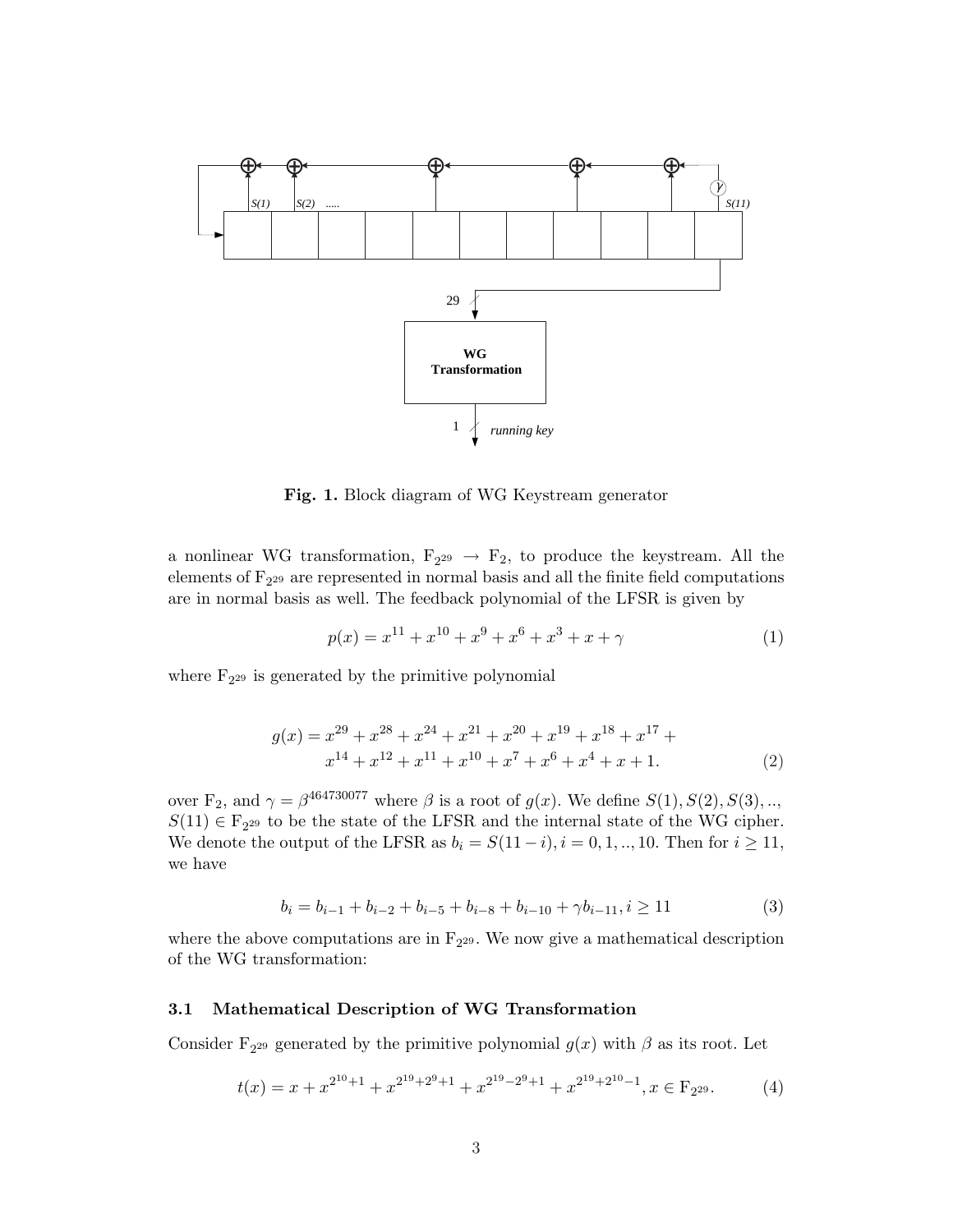**Fig. 1.** Block diagram of WG Keystream generator

a nonlinear WG transformation, $\mathrm{F}_{2^{29}} \rightarrow \mathrm{F}_2$, to produce the keystream. All the elements of $\mathrm{F}_{2^{29}}$ are represented in normal basis and all the finite field computations are in normal basis as well. The feedback polynomial of the LFSR is given by

$$p(x) = x^{11} + x^{10} + x^9 + x^6 + x^3 + x + \gamma \tag{1}$$

where $\mathrm{F}_{2^{29}}$ is generated by the primitive polynomial

$$\begin{aligned} g(x) = x^{29} + x^{28} + x^{24} + x^{21} + x^{20} + x^{19} + x^{18} + x^{17} + \\ x^{14} + x^{12} + x^{11} + x^{10} + x^7 + x^6 + x^4 + x + 1. \end{aligned} \tag{2}$$

over $\mathrm{F}_2$, and $\gamma = \beta^{464730077}$ where $\beta$ is a root of $g(x)$. We define $S(1), S(2), S(3), .., S(11) \in \mathrm{F}_{2^{29}}$ to be the state of the LFSR and the internal state of the WG cipher. We denote the output of the LFSR as $b_i = S(11-i), i = 0, 1, .., 10$. Then for $i \geq 11$, we have

$$b_i = b_{i-1} + b_{i-2} + b_{i-5} + b_{i-8} + b_{i-10} + \gamma b_{i-11}, i \geq 11 \tag{3}$$

where the above computations are in $\mathrm{F}_{2^{29}}$. We now give a mathematical description of the WG transformation:

### 3.1 Mathematical Description of WG Transformation

Consider $\mathrm{F}_{2^{29}}$ generated by the primitive polynomial $g(x)$ with $\beta$ as its root. Let

$$t(x) = x + x^{2^{10}+1} + x^{2^{19}+2^9+1} + x^{2^{19}-2^9+1} + x^{2^{19}+2^{10}-1}, x \in \mathrm{F}_{2^{29}}. \tag{4}$$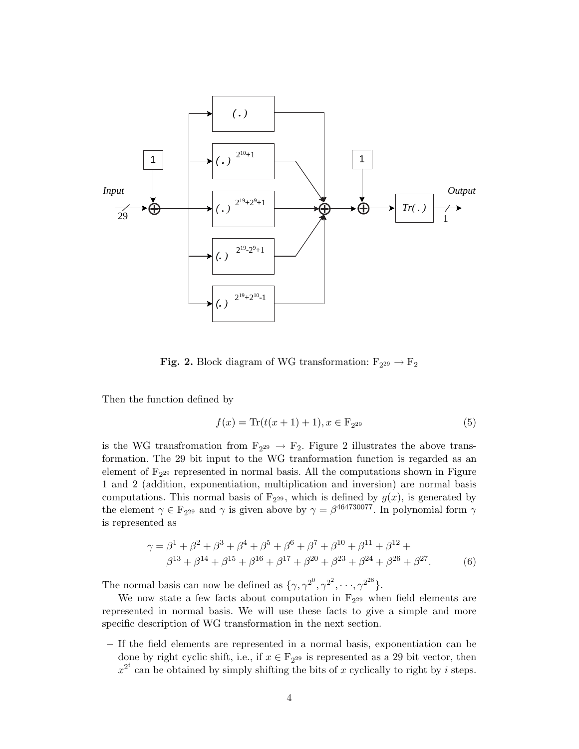**Fig. 2.** Block diagram of WG transformation: $\mathrm{F}_{2^{29}} \rightarrow \mathrm{F}_2$

Then the function defined by

$$f(x) = \mathrm{Tr}(t(x+1)+1), x \in \mathrm{F}_{2^{29}} \tag{5}$$

is the WG transfromation from $\mathrm{F}_{2^{29}} \rightarrow \mathrm{F}_2$. Figure 2 illustrates the above transformation. The 29 bit input to the WG tranformation function is regarded as an element of $\mathrm{F}_{2^{29}}$ represented in normal basis. All the computations shown in Figure 1 and 2 (addition, exponentiation, multiplication and inversion) are normal basis computations. This normal basis of $\mathrm{F}_{2^{29}}$, which is defined by $g(x)$, is generated by the element $\gamma \in \mathrm{F}_{2^{29}}$ and $\gamma$ is given above by $\gamma = \beta^{464730077}$. In polynomial form $\gamma$ is represented as

$$\gamma = \beta^1 + \beta^2 + \beta^3 + \beta^4 + \beta^5 + \beta^6 + \beta^7 + \beta^{10} + \beta^{11} + \beta^{12} + \beta^{13} + \beta^{14} + \beta^{15} + \beta^{16} + \beta^{17} + \beta^{20} + \beta^{23} + \beta^{24} + \beta^{26} + \beta^{27}. \tag{6}$$

The normal basis can now be defined as $\{\gamma, \gamma^{2^0}, \gamma^{2^2}, \cdots, \gamma^{2^{28}}\}$.

We now state a few facts about computation in $\mathrm{F}_{2^{29}}$ when field elements are represented in normal basis. We will use these facts to give a simple and more specific description of WG transformation in the next section.

– If the field elements are represented in a normal basis, exponentiation can be done by right cyclic shift, i.e., if $x \in \mathrm{F}_{2^{29}}$ is represented as a 29 bit vector, then $x^{2^i}$ can be obtained by simply shifting the bits of $x$ cyclically to right by $i$ steps.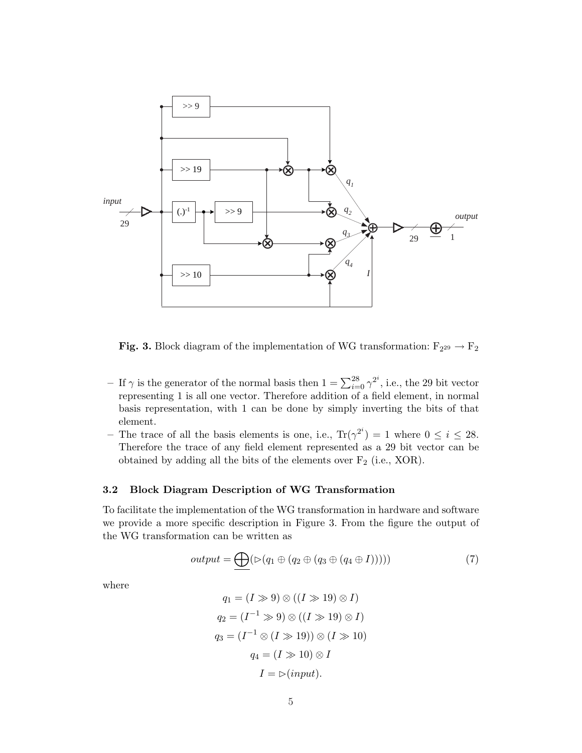**Fig. 3.** Block diagram of the implementation of WG transformation: $F_{2^{29}} \rightarrow F_2$

- If $\gamma$ is the generator of the normal basis then $1 = \sum_{i=0}^{28} \gamma^{2^i}$, i.e., the 29 bit vector representing 1 is all one vector. Therefore addition of a field element, in normal basis representation, with 1 can be done by simply inverting the bits of that element.
- The trace of all the basis elements is one, i.e., $\text{Tr}(\gamma^{2^i}) = 1$ where $0 \leq i \leq 28$. Therefore the trace of any field element represented as a 29 bit vector can be obtained by adding all the bits of the elements over $F_2$ (i.e., XOR).

### 3.2 Block Diagram Description of WG Transformation

To facilitate the implementation of the WG transformation in hardware and software we provide a more specific description in Figure 3. From the figure the output of the WG transformation can be written as

$$output = \underline{\bigoplus}(\triangleright(q_1 \oplus (q_2 \oplus (q_3 \oplus (q_4 \oplus I))))) \tag{7}$$

where

$$q_1 = (I \gg 9) \otimes ((I \gg 19) \otimes I)$$
$$q_2 = (I^{-1} \gg 9) \otimes ((I \gg 19) \otimes I)$$
$$q_3 = (I^{-1} \otimes (I \gg 19)) \otimes (I \gg 10)$$
$$q_4 = (I \gg 10) \otimes I$$
$$I = \triangleright(input).$$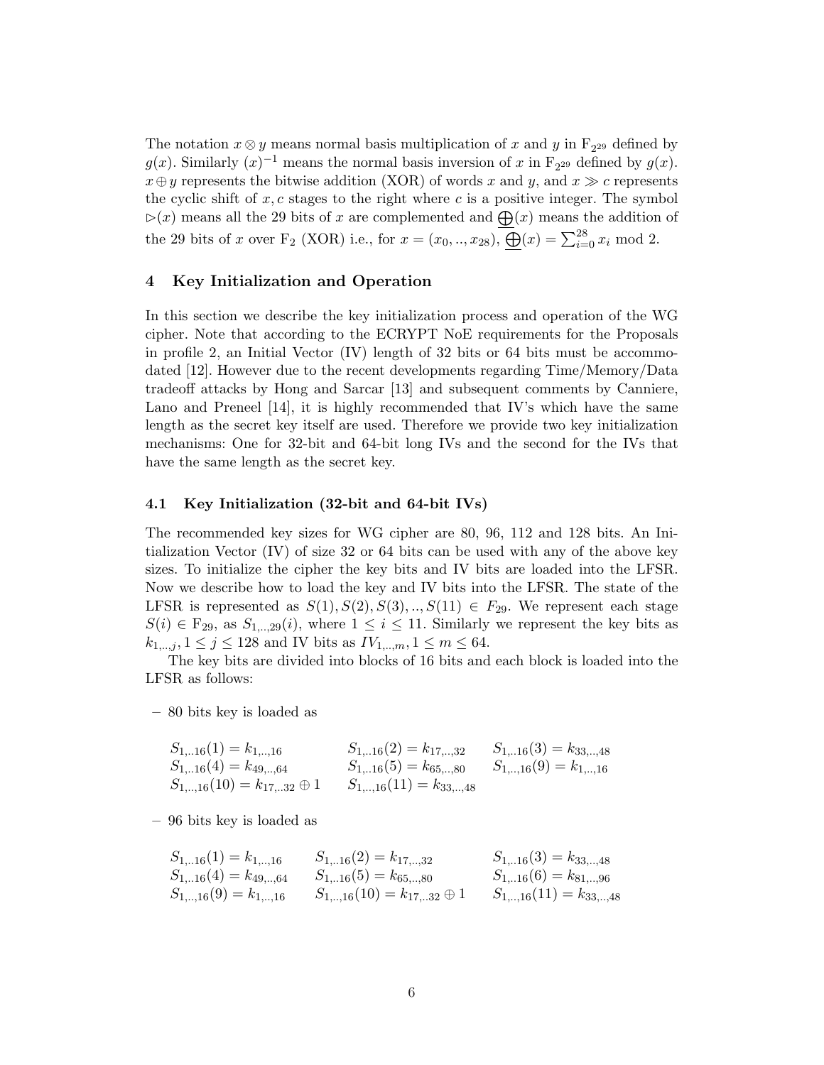The notation $x \otimes y$ means normal basis multiplication of $x$ and $y$ in $\mathrm{F}_{2^{29}}$ defined by $g(x)$. Similarly $(x)^{-1}$ means the normal basis inversion of $x$ in $\mathrm{F}_{2^{29}}$ defined by $g(x)$. $x \oplus y$ represents the bitwise addition (XOR) of words $x$ and $y$, and $x \gg c$ represents the cyclic shift of $x, c$ stages to the right where $c$ is a positive integer. The symbol $\triangleright(x)$ means all the 29 bits of $x$ are complemented and $\underline{\bigoplus}(x)$ means the addition of the 29 bits of $x$ over $\mathrm{F}_2$ (XOR) i.e., for $x = (x_0, .., x_{28})$, $\underline{\bigoplus}(x) = \sum_{i=0}^{28} x_i \bmod 2$.

## 4 Key Initialization and Operation

In this section we describe the key initialization process and operation of the WG cipher. Note that according to the ECRYPT NoE requirements for the Proposals in profile 2, an Initial Vector (IV) length of 32 bits or 64 bits must be accommodated [12]. However due to the recent developments regarding Time/Memory/Data tradeoff attacks by Hong and Sarcar [13] and subsequent comments by Canniere, Lano and Preneel [14], it is highly recommended that IV's which have the same length as the secret key itself are used. Therefore we provide two key initialization mechanisms: One for 32-bit and 64-bit long IVs and the second for the IVs that have the same length as the secret key.

### 4.1 Key Initialization (32-bit and 64-bit IVs)

The recommended key sizes for WG cipher are 80, 96, 112 and 128 bits. An Initialization Vector (IV) of size 32 or 64 bits can be used with any of the above key sizes. To initialize the cipher the key bits and IV bits are loaded into the LFSR. Now we describe how to load the key and IV bits into the LFSR. The state of the LFSR is represented as $S(1), S(2), S(3), .., S(11) \in F_{29}$. We represent each stage $S(i) \in \mathrm{F}_{29}$, as $S_{1,..,29}(i)$, where $1 \le i \le 11$. Similarly we represent the key bits as $k_{1,..,j}, 1 \le j \le 128$ and IV bits as $IV_{1,..,m}, 1 \le m \le 64$.

The key bits are divided into blocks of 16 bits and each block is loaded into the LFSR as follows:

– 80 bits key is loaded as

$$
\begin{array}{lll}
S_{1,..16}(1) = k_{1,..,16} & S_{1,..16}(2) = k_{17,..,32} & S_{1,..16}(3) = k_{33,..,48} \\
S_{1,..16}(4) = k_{49,..,64} & S_{1,..16}(5) = k_{65,..,80} & S_{1,..,16}(9) = k_{1,..,16} \\
S_{1,..,16}(10) = k_{17,..32} \oplus 1 & S_{1,..,16}(11) = k_{33,..,48} &
\end{array}
$$

– 96 bits key is loaded as

$$
\begin{array}{lll}
S_{1,..16}(1) = k_{1,..,16} & S_{1,..16}(2) = k_{17,..,32} & S_{1,..16}(3) = k_{33,..,48} \\
S_{1,..16}(4) = k_{49,..,64} & S_{1,..16}(5) = k_{65,..,80} & S_{1,..16}(6) = k_{81,..,96} \\
S_{1,..,16}(9) = k_{1,..,16} & S_{1,..,16}(10) = k_{17,..32} \oplus 1 & S_{1,..,16}(11) = k_{33,..,48}
\end{array}
$$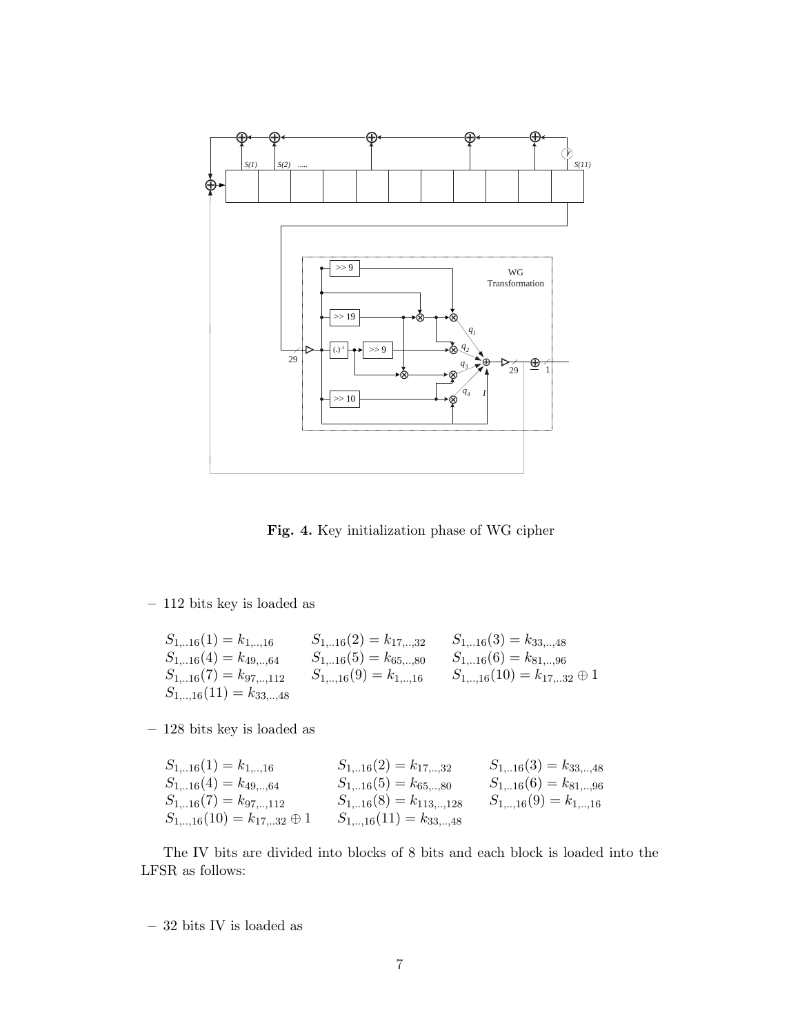**Fig. 4.** Key initialization phase of WG cipher

– 112 bits key is loaded as

$$S_{1,..16}(1) = k_{1,..,16} \quad S_{1,..16}(2) = k_{17,..,32} \quad S_{1,..16}(3) = k_{33,..,48}$$
$$S_{1,..16}(4) = k_{49,..,64} \quad S_{1,..16}(5) = k_{65,..,80} \quad S_{1,..16}(6) = k_{81,..,96}$$
$$S_{1,..16}(7) = k_{97,..,112} \quad S_{1,..,16}(9) = k_{1,..,16} \quad S_{1,..,16}(10) = k_{17,..32} \oplus 1$$
$$S_{1,..,16}(11) = k_{33,..,48}$$

– 128 bits key is loaded as

$$S_{1,..16}(1) = k_{1,..,16} \quad S_{1,..16}(2) = k_{17,..,32} \quad S_{1,..16}(3) = k_{33,..,48}$$
$$S_{1,..16}(4) = k_{49,..,64} \quad S_{1,..16}(5) = k_{65,..,80} \quad S_{1,..16}(6) = k_{81,..,96}$$
$$S_{1,..16}(7) = k_{97,..,112} \quad S_{1,..16}(8) = k_{113,..,128} \quad S_{1,..,16}(9) = k_{1,..,16}$$
$$S_{1,..,16}(10) = k_{17,..32} \oplus 1 \quad S_{1,..,16}(11) = k_{33,..,48}$$

The IV bits are divided into blocks of 8 bits and each block is loaded into the LFSR as follows:

– 32 bits IV is loaded as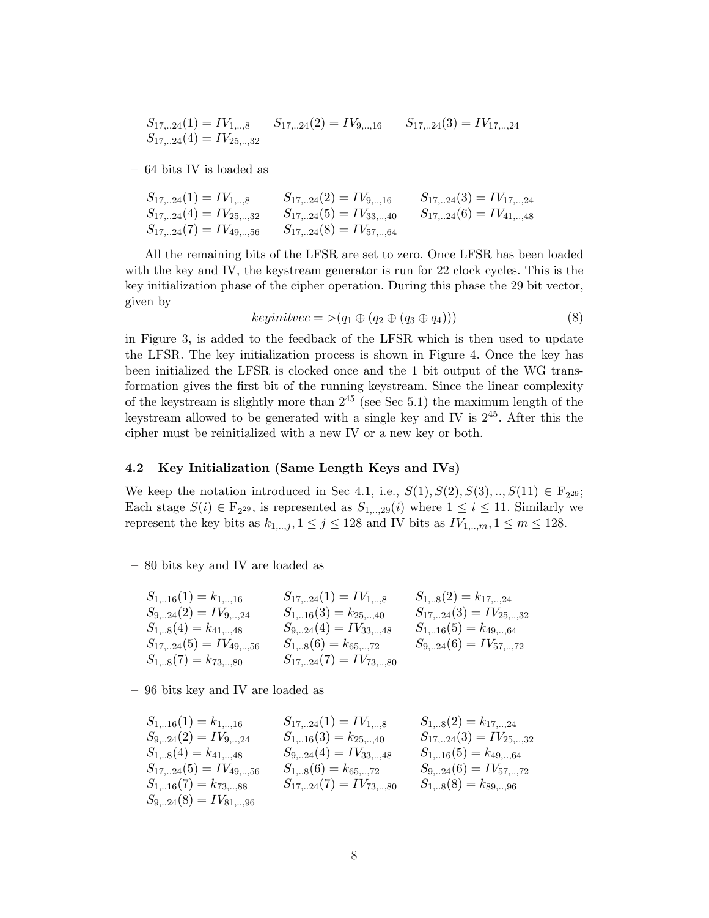$S_{17,..24}(1) = IV_{1,..,8}$ $\quad S_{17,..24}(2) = IV_{9,..,16}$ $\quad S_{17,..24}(3) = IV_{17,..,24}$
$S_{17,..24}(4) = IV_{25,..,32}$

– 64 bits IV is loaded as

$S_{17,..24}(1) = IV_{1,..,8}$ $\quad S_{17,..24}(2) = IV_{9,..,16}$ $\quad S_{17,..24}(3) = IV_{17,..,24}$
$S_{17,..24}(4) = IV_{25,..,32}$ $\quad S_{17,..24}(5) = IV_{33,..,40}$ $\quad S_{17,..24}(6) = IV_{41,..,48}$
$S_{17,..24}(7) = IV_{49,..,56}$ $\quad S_{17,..24}(8) = IV_{57,..,64}$

All the remaining bits of the LFSR are set to zero. Once LFSR has been loaded with the key and IV, the keystream generator is run for 22 clock cycles. This is the key initialization phase of the cipher operation. During this phase the 29 bit vector, given by

$$keyinitvec = \triangleright(q_1 \oplus (q_2 \oplus (q_3 \oplus q_4))) \tag{8}$$

in Figure 3, is added to the feedback of the LFSR which is then used to update the LFSR. The key initialization process is shown in Figure 4. Once the key has been initialized the LFSR is clocked once and the 1 bit output of the WG transformation gives the first bit of the running keystream. Since the linear complexity of the keystream is slightly more than $2^{45}$ (see Sec 5.1) the maximum length of the keystream allowed to be generated with a single key and IV is $2^{45}$. After this the cipher must be reinitialized with a new IV or a new key or both.

### 4.2 Key Initialization (Same Length Keys and IVs)

We keep the notation introduced in Sec 4.1, i.e., $S(1), S(2), S(3), .., S(11) \in \mathrm{F}_{2^{29}}$; Each stage $S(i) \in \mathrm{F}_{2^{29}}$, is represented as $S_{1,..,29}(i)$ where $1 \leq i \leq 11$. Similarly we represent the key bits as $k_{1,..,j}, 1 \leq j \leq 128$ and IV bits as $IV_{1,..,m}, 1 \leq m \leq 128$.

– 80 bits key and IV are loaded as

$S_{1,..16}(1) = k_{1,..,16}$ $\quad S_{17,..24}(1) = IV_{1,..,8}$ $\quad S_{1,..8}(2) = k_{17,..,24}$
$S_{9,..24}(2) = IV_{9,..,24}$ $\quad S_{1,..16}(3) = k_{25,..,40}$ $\quad S_{17,..24}(3) = IV_{25,..,32}$
$S_{1,..8}(4) = k_{41,..,48}$ $\quad S_{9,..24}(4) = IV_{33,..,48}$ $\quad S_{1,..16}(5) = k_{49,..,64}$
$S_{17,..24}(5) = IV_{49,..,56}$ $\quad S_{1,..8}(6) = k_{65,..,72}$ $\quad S_{9,..24}(6) = IV_{57,..,72}$
$S_{1,..8}(7) = k_{73,..,80}$ $\quad S_{17,..24}(7) = IV_{73,..,80}$

– 96 bits key and IV are loaded as

$S_{1,..16}(1) = k_{1,..,16}$ $\quad S_{17,..24}(1) = IV_{1,..,8}$ $\quad S_{1,..8}(2) = k_{17,..,24}$
$S_{9,..24}(2) = IV_{9,..,24}$ $\quad S_{1,..16}(3) = k_{25,..,40}$ $\quad S_{17,..24}(3) = IV_{25,..,32}$
$S_{1,..8}(4) = k_{41,..,48}$ $\quad S_{9,..24}(4) = IV_{33,..,48}$ $\quad S_{1,..16}(5) = k_{49,..,64}$
$S_{17,..24}(5) = IV_{49,..,56}$ $\quad S_{1,..8}(6) = k_{65,..,72}$ $\quad S_{9,..24}(6) = IV_{57,..,72}$
$S_{1,..16}(7) = k_{73,..,88}$ $\quad S_{17,..24}(7) = IV_{73,..,80}$ $\quad S_{1,..8}(8) = k_{89,..,96}$
$S_{9,..24}(8) = IV_{81,..,96}$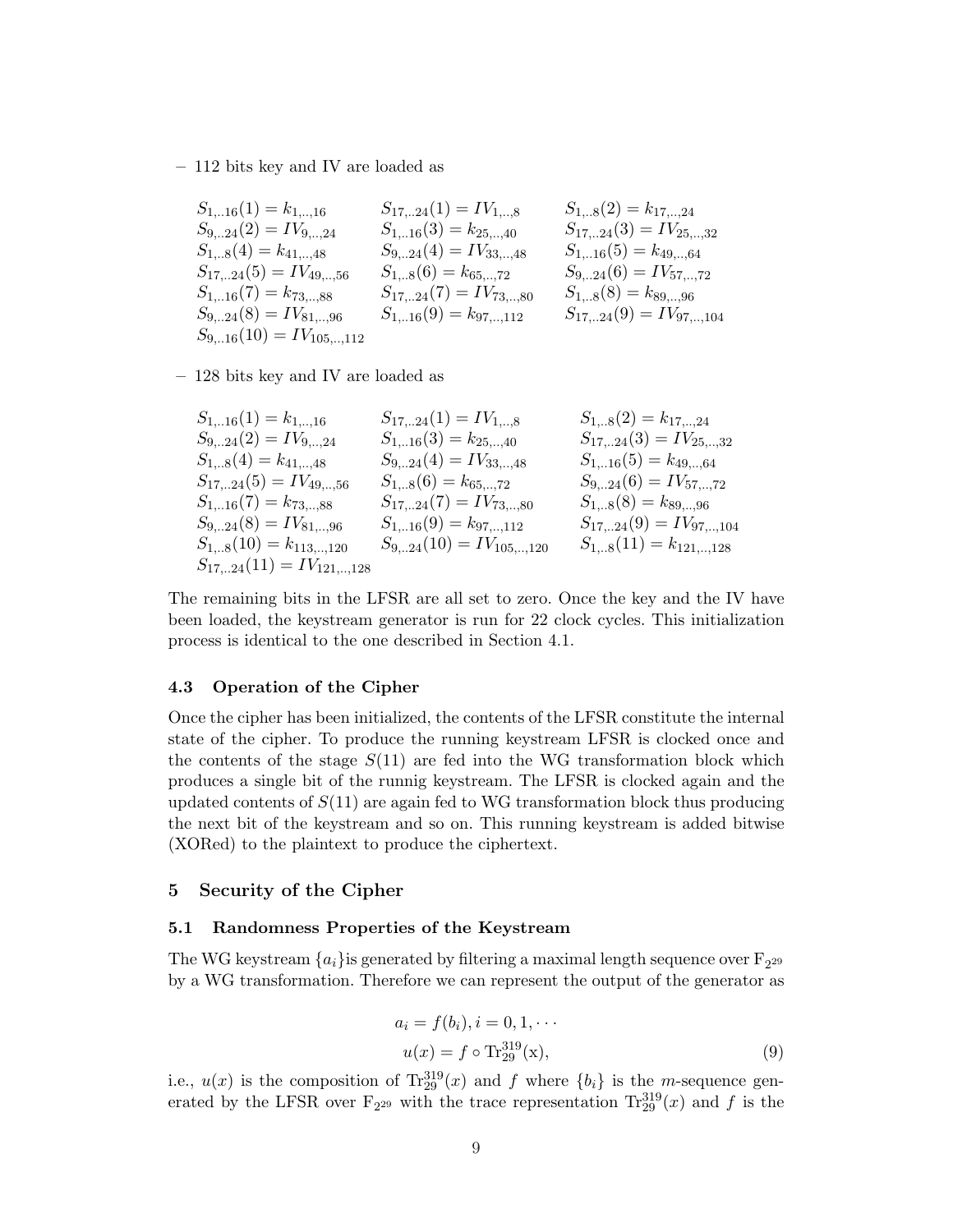– 112 bits key and IV are loaded as

$S_{1,..16}(1) = k_{1,..,16}$ $\quad S_{17,..24}(1) = IV_{1,..,8}$ $\quad S_{1,..8}(2) = k_{17,..,24}$
$S_{9,..24}(2) = IV_{9,..,24}$ $\quad S_{1,..16}(3) = k_{25,..,40}$ $\quad S_{17,..24}(3) = IV_{25,..,32}$
$S_{1,..8}(4) = k_{41,..,48}$ $\quad S_{9,..24}(4) = IV_{33,..,48}$ $\quad S_{1,..16}(5) = k_{49,..,64}$
$S_{17,..24}(5) = IV_{49,..,56}$ $\quad S_{1,..8}(6) = k_{65,..,72}$ $\quad S_{9,..24}(6) = IV_{57,..,72}$
$S_{1,..16}(7) = k_{73,..,88}$ $\quad S_{17,..24}(7) = IV_{73,..,80}$ $\quad S_{1,..8}(8) = k_{89,..,96}$
$S_{9,..24}(8) = IV_{81,..,96}$ $\quad S_{1,..16}(9) = k_{97,..,112}$ $\quad S_{17,..24}(9) = IV_{97,..,104}$
$S_{9,..16}(10) = IV_{105,..,112}$

– 128 bits key and IV are loaded as

$S_{1,..16}(1) = k_{1,..,16}$ $\quad S_{17,..24}(1) = IV_{1,..,8}$ $\quad S_{1,..8}(2) = k_{17,..,24}$
$S_{9,..24}(2) = IV_{9,..,24}$ $\quad S_{1,..16}(3) = k_{25,..,40}$ $\quad S_{17,..24}(3) = IV_{25,..,32}$
$S_{1,..8}(4) = k_{41,..,48}$ $\quad S_{9,..24}(4) = IV_{33,..,48}$ $\quad S_{1,..16}(5) = k_{49,..,64}$
$S_{17,..24}(5) = IV_{49,..,56}$ $\quad S_{1,..8}(6) = k_{65,..,72}$ $\quad S_{9,..24}(6) = IV_{57,..,72}$
$S_{1,..16}(7) = k_{73,..,88}$ $\quad S_{17,..24}(7) = IV_{73,..,80}$ $\quad S_{1,..8}(8) = k_{89,..,96}$
$S_{9,..24}(8) = IV_{81,..,96}$ $\quad S_{1,..16}(9) = k_{97,..,112}$ $\quad S_{17,..24}(9) = IV_{97,..,104}$
$S_{1,..8}(10) = k_{113,..,120}$ $\quad S_{9,..24}(10) = IV_{105,..,120}$ $\quad S_{1,..8}(11) = k_{121,..,128}$
$S_{17,..24}(11) = IV_{121,..,128}$

The remaining bits in the LFSR are all set to zero. Once the key and the IV have been loaded, the keystream generator is run for 22 clock cycles. This initialization process is identical to the one described in Section 4.1.

### 4.3 Operation of the Cipher

Once the cipher has been initialized, the contents of the LFSR constitute the internal state of the cipher. To produce the running keystream LFSR is clocked once and the contents of the stage $S(11)$ are fed into the WG transformation block which produces a single bit of the runnig keystream. The LFSR is clocked again and the updated contents of $S(11)$ are again fed to WG transformation block thus producing the next bit of the keystream and so on. This running keystream is added bitwise (XORed) to the plaintext to produce the ciphertext.

## 5 Security of the Cipher

### 5.1 Randomness Properties of the Keystream

The WG keystream $\{a_i\}$is generated by filtering a maximal length sequence over $\mathrm{F}_{2^{29}}$ by a WG transformation. Therefore we can represent the output of the generator as

$$a_i = f(b_i), i = 0, 1, \cdots$$
$$u(x) = f \circ \mathrm{Tr}_{29}^{319}(\mathrm{x}), \tag{9}$$

i.e., $u(x)$ is the composition of $\mathrm{Tr}_{29}^{319}(x)$ and $f$ where $\{b_i\}$ is the $m$-sequence generated by the LFSR over $\mathrm{F}_{2^{29}}$ with the trace representation $\mathrm{Tr}_{29}^{319}(x)$ and $f$ is the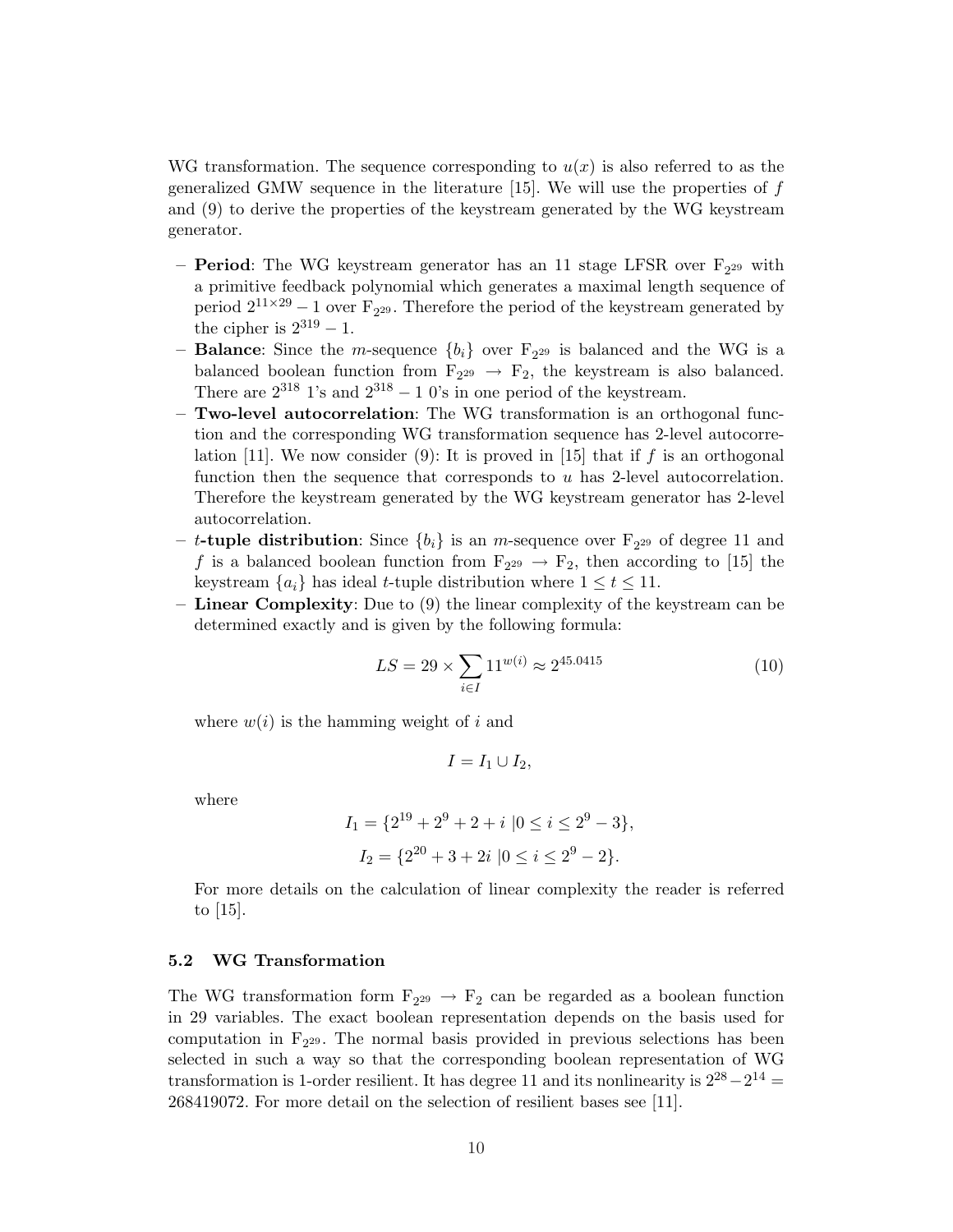WG transformation. The sequence corresponding to $u(x)$ is also referred to as the generalized GMW sequence in the literature [15]. We will use the properties of $f$ and (9) to derive the properties of the keystream generated by the WG keystream generator.

- **Period**: The WG keystream generator has an 11 stage LFSR over $\mathrm{F}_{2^{29}}$ with a primitive feedback polynomial which generates a maximal length sequence of period $2^{11\times 29}-1$ over $\mathrm{F}_{2^{29}}$. Therefore the period of the keystream generated by the cipher is $2^{319}-1$.
- **Balance**: Since the $m$-sequence $\{b_i\}$ over $\mathrm{F}_{2^{29}}$ is balanced and the WG is a balanced boolean function from $\mathrm{F}_{2^{29}} \rightarrow \mathrm{F}_2$, the keystream is also balanced. There are $2^{318}$ 1's and $2^{318}-1$ 0's in one period of the keystream.
- **Two-level autocorrelation**: The WG transformation is an orthogonal function and the corresponding WG transformation sequence has 2-level autocorrelation [11]. We now consider (9): It is proved in [15] that if $f$ is an orthogonal function then the sequence that corresponds to $u$ has 2-level autocorrelation. Therefore the keystream generated by the WG keystream generator has 2-level autocorrelation.
- **$t$-tuple distribution**: Since $\{b_i\}$ is an $m$-sequence over $\mathrm{F}_{2^{29}}$ of degree 11 and $f$ is a balanced boolean function from $\mathrm{F}_{2^{29}} \rightarrow \mathrm{F}_2$, then according to [15] the keystream $\{a_i\}$ has ideal $t$-tuple distribution where $1 \leq t \leq 11$.
- **Linear Complexity**: Due to (9) the linear complexity of the keystream can be determined exactly and is given by the following formula:

$$LS = 29 \times \sum_{i \in I} 11^{w(i)} \approx 2^{45.0415} \tag{10}$$

  where $w(i)$ is the hamming weight of $i$ and

$$I = I_1 \cup I_2,$$

  where

$$I_1 = \{2^{19} + 2^9 + 2 + i \;|0 \leq i \leq 2^9 - 3\},$$

$$I_2 = \{2^{20} + 3 + 2i \;|0 \leq i \leq 2^9 - 2\}.$$

  For more details on the calculation of linear complexity the reader is referred to [15].

### 5.2 WG Transformation

The WG transformation form $\mathrm{F}_{2^{29}} \rightarrow \mathrm{F}_2$ can be regarded as a boolean function in 29 variables. The exact boolean representation depends on the basis used for computation in $\mathrm{F}_{2^{29}}$. The normal basis provided in previous selections has been selected in such a way so that the corresponding boolean representation of WG transformation is 1-order resilient. It has degree 11 and its nonlinearity is $2^{28} - 2^{14} = 268419072$. For more detail on the selection of resilient bases see [11].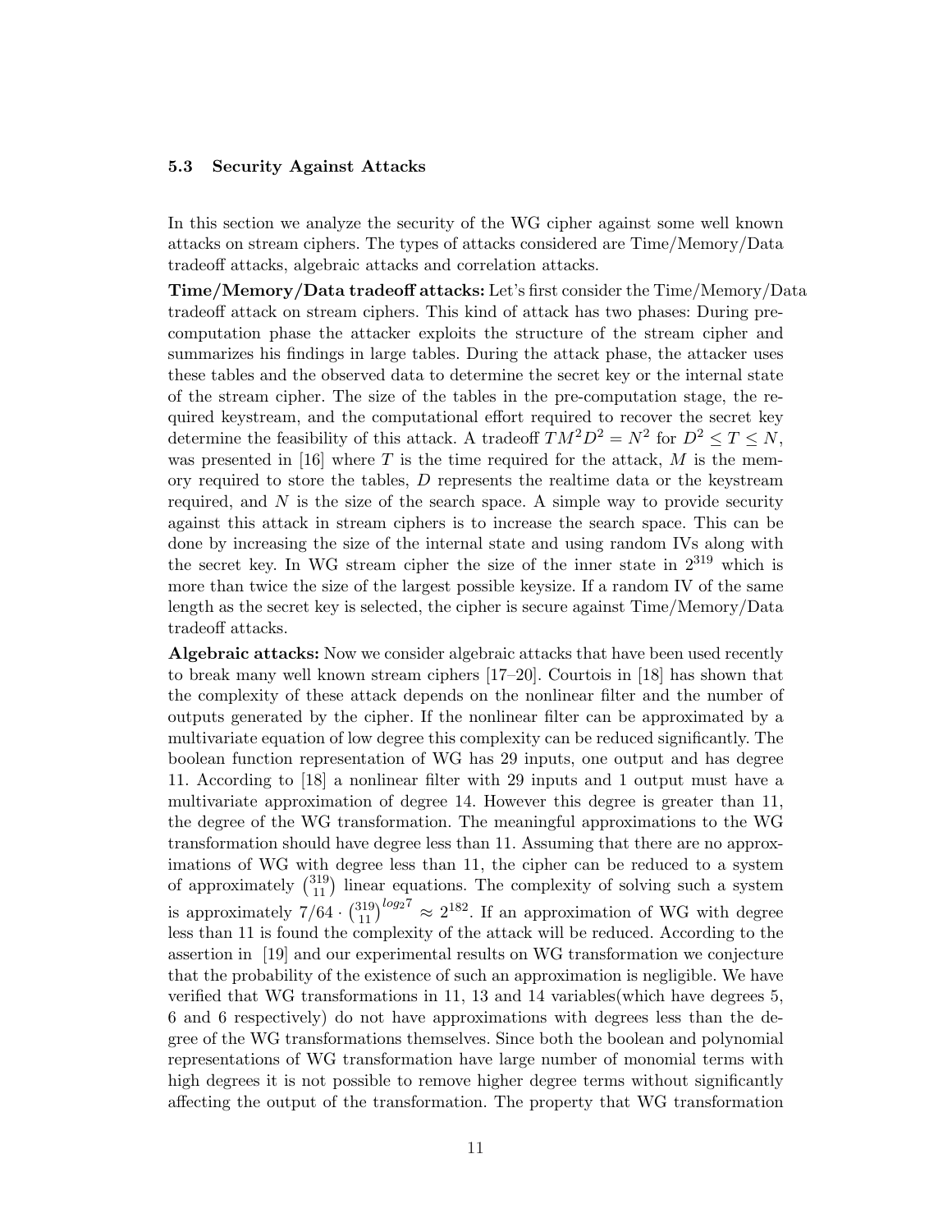### 5.3 Security Against Attacks

In this section we analyze the security of the WG cipher against some well known attacks on stream ciphers. The types of attacks considered are Time/Memory/Data tradeoff attacks, algebraic attacks and correlation attacks.

**Time/Memory/Data tradeoff attacks:** Let's first consider the Time/Memory/Data tradeoff attack on stream ciphers. This kind of attack has two phases: During precomputation phase the attacker exploits the structure of the stream cipher and summarizes his findings in large tables. During the attack phase, the attacker uses these tables and the observed data to determine the secret key or the internal state of the stream cipher. The size of the tables in the pre-computation stage, the required keystream, and the computational effort required to recover the secret key determine the feasibility of this attack. A tradeoff $TM^2D^2 = N^2$ for $D^2 \leq T \leq N$, was presented in [16] where $T$ is the time required for the attack, $M$ is the memory required to store the tables, $D$ represents the realtime data or the keystream required, and $N$ is the size of the search space. A simple way to provide security against this attack in stream ciphers is to increase the search space. This can be done by increasing the size of the internal state and using random IVs along with the secret key. In WG stream cipher the size of the inner state in $2^{319}$ which is more than twice the size of the largest possible keysize. If a random IV of the same length as the secret key is selected, the cipher is secure against Time/Memory/Data tradeoff attacks.

**Algebraic attacks:** Now we consider algebraic attacks that have been used recently to break many well known stream ciphers [17–20]. Courtois in [18] has shown that the complexity of these attack depends on the nonlinear filter and the number of outputs generated by the cipher. If the nonlinear filter can be approximated by a multivariate equation of low degree this complexity can be reduced significantly. The boolean function representation of WG has 29 inputs, one output and has degree 11. According to [18] a nonlinear filter with 29 inputs and 1 output must have a multivariate approximation of degree 14. However this degree is greater than 11, the degree of the WG transformation. The meaningful approximations to the WG transformation should have degree less than 11. Assuming that there are no approximations of WG with degree less than 11, the cipher can be reduced to a system of approximately $\binom{319}{11}$ linear equations. The complexity of solving such a system is approximately $7/64 \cdot \binom{319}{11}^{log_2 7} \approx 2^{182}$. If an approximation of WG with degree less than 11 is found the complexity of the attack will be reduced. According to the assertion in [19] and our experimental results on WG transformation we conjecture that the probability of the existence of such an approximation is negligible. We have verified that WG transformations in 11, 13 and 14 variables(which have degrees 5, 6 and 6 respectively) do not have approximations with degrees less than the degree of the WG transformations themselves. Since both the boolean and polynomial representations of WG transformation have large number of monomial terms with high degrees it is not possible to remove higher degree terms without significantly affecting the output of the transformation. The property that WG transformation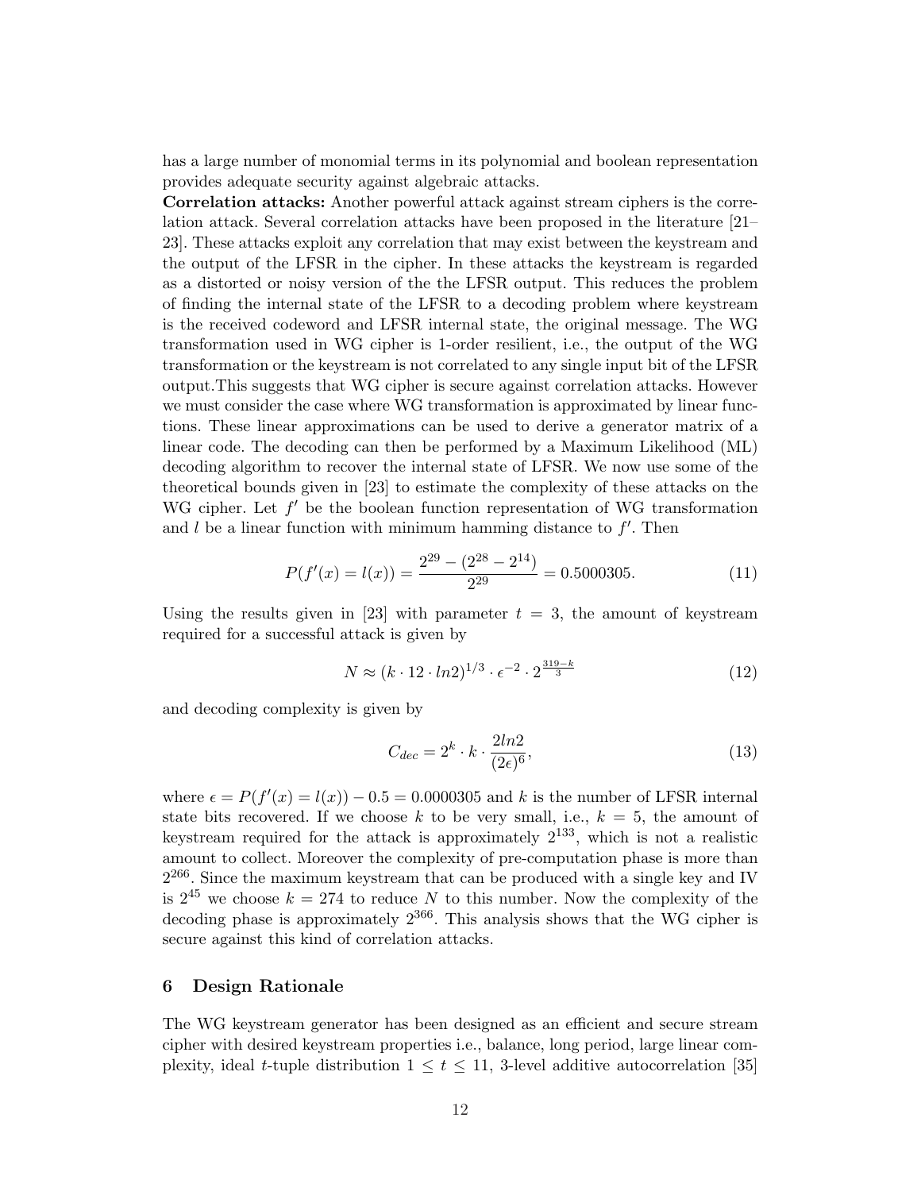has a large number of monomial terms in its polynomial and boolean representation provides adequate security against algebraic attacks.

**Correlation attacks:** Another powerful attack against stream ciphers is the correlation attack. Several correlation attacks have been proposed in the literature [21–23]. These attacks exploit any correlation that may exist between the keystream and the output of the LFSR in the cipher. In these attacks the keystream is regarded as a distorted or noisy version of the the LFSR output. This reduces the problem of finding the internal state of the LFSR to a decoding problem where keystream is the received codeword and LFSR internal state, the original message. The WG transformation used in WG cipher is 1-order resilient, i.e., the output of the WG transformation or the keystream is not correlated to any single input bit of the LFSR output.This suggests that WG cipher is secure against correlation attacks. However we must consider the case where WG transformation is approximated by linear functions. These linear approximations can be used to derive a generator matrix of a linear code. The decoding can then be performed by a Maximum Likelihood (ML) decoding algorithm to recover the internal state of LFSR. We now use some of the theoretical bounds given in [23] to estimate the complexity of these attacks on the WG cipher. Let $f'$ be the boolean function representation of WG transformation and $l$ be a linear function with minimum hamming distance to $f'$. Then

$$P(f'(x) = l(x)) = \frac{2^{29} - (2^{28} - 2^{14})}{2^{29}} = 0.5000305. \tag{11}$$

Using the results given in [23] with parameter $t = 3$, the amount of keystream required for a successful attack is given by

$$N \approx (k \cdot 12 \cdot ln2)^{1/3} \cdot \epsilon^{-2} \cdot 2^{\frac{319-k}{3}} \tag{12}$$

and decoding complexity is given by

$$C_{dec} = 2^k \cdot k \cdot \frac{2ln2}{(2\epsilon)^6}, \tag{13}$$

where $\epsilon = P(f'(x) = l(x)) - 0.5 = 0.0000305$ and $k$ is the number of LFSR internal state bits recovered. If we choose $k$ to be very small, i.e., $k = 5$, the amount of keystream required for the attack is approximately $2^{133}$, which is not a realistic amount to collect. Moreover the complexity of pre-computation phase is more than $2^{266}$. Since the maximum keystream that can be produced with a single key and IV is $2^{45}$ we choose $k = 274$ to reduce $N$ to this number. Now the complexity of the decoding phase is approximately $2^{366}$. This analysis shows that the WG cipher is secure against this kind of correlation attacks.

## 6 Design Rationale

The WG keystream generator has been designed as an efficient and secure stream cipher with desired keystream properties i.e., balance, long period, large linear complexity, ideal $t$-tuple distribution $1 \leq t \leq 11$, 3-level additive autocorrelation [35]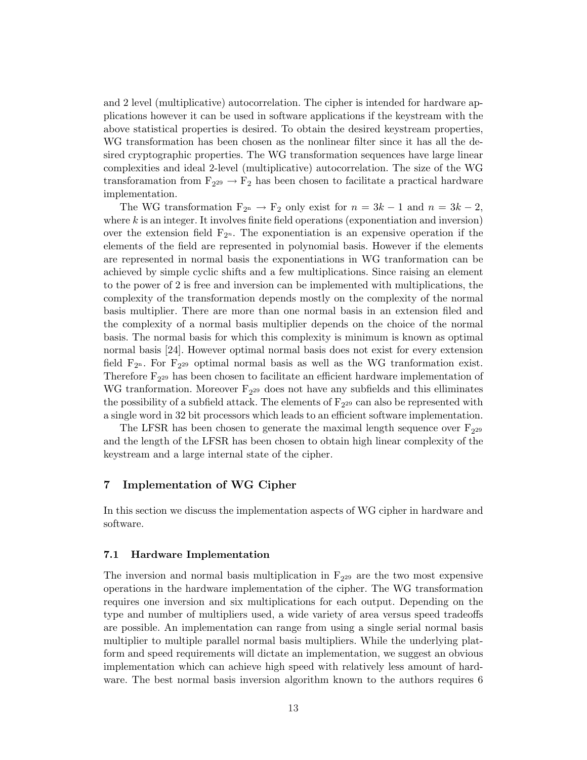and 2 level (multiplicative) autocorrelation. The cipher is intended for hardware applications however it can be used in software applications if the keystream with the above statistical properties is desired. To obtain the desired keystream properties, WG transformation has been chosen as the nonlinear filter since it has all the desired cryptographic properties. The WG transformation sequences have large linear complexities and ideal 2-level (multiplicative) autocorrelation. The size of the WG transforamation from $F_{2^{29}} \rightarrow F_2$ has been chosen to facilitate a practical hardware implementation.

The WG transformation $F_{2^n} \rightarrow F_2$ only exist for $n = 3k - 1$ and $n = 3k - 2$, where $k$ is an integer. It involves finite field operations (exponentiation and inversion) over the extension field $F_{2^n}$. The exponentiation is an expensive operation if the elements of the field are represented in polynomial basis. However if the elements are represented in normal basis the exponentiations in WG tranformation can be achieved by simple cyclic shifts and a few multiplications. Since raising an element to the power of 2 is free and inversion can be implemented with multiplications, the complexity of the transformation depends mostly on the complexity of the normal basis multiplier. There are more than one normal basis in an extension filed and the complexity of a normal basis multiplier depends on the choice of the normal basis. The normal basis for which this complexity is minimum is known as optimal normal basis [24]. However optimal normal basis does not exist for every extension field $F_{2^n}$. For $F_{2^{29}}$ optimal normal basis as well as the WG tranformation exist. Therefore $F_{2^{29}}$ has been chosen to facilitate an efficient hardware implementation of WG tranformation. Moreover $F_{2^{29}}$ does not have any subfields and this elliminates the possibility of a subfield attack. The elements of $F_{2^{29}}$ can also be represented with a single word in 32 bit processors which leads to an efficient software implementation.

The LFSR has been chosen to generate the maximal length sequence over $F_{2^{29}}$ and the length of the LFSR has been chosen to obtain high linear complexity of the keystream and a large internal state of the cipher.

## 7 Implementation of WG Cipher

In this section we discuss the implementation aspects of WG cipher in hardware and software.

### 7.1 Hardware Implementation

The inversion and normal basis multiplication in $F_{2^{29}}$ are the two most expensive operations in the hardware implementation of the cipher. The WG transformation requires one inversion and six multiplications for each output. Depending on the type and number of multipliers used, a wide variety of area versus speed tradeoffs are possible. An implementation can range from using a single serial normal basis multiplier to multiple parallel normal basis multipliers. While the underlying platform and speed requirements will dictate an implementation, we suggest an obvious implementation which can achieve high speed with relatively less amount of hardware. The best normal basis inversion algorithm known to the authors requires 6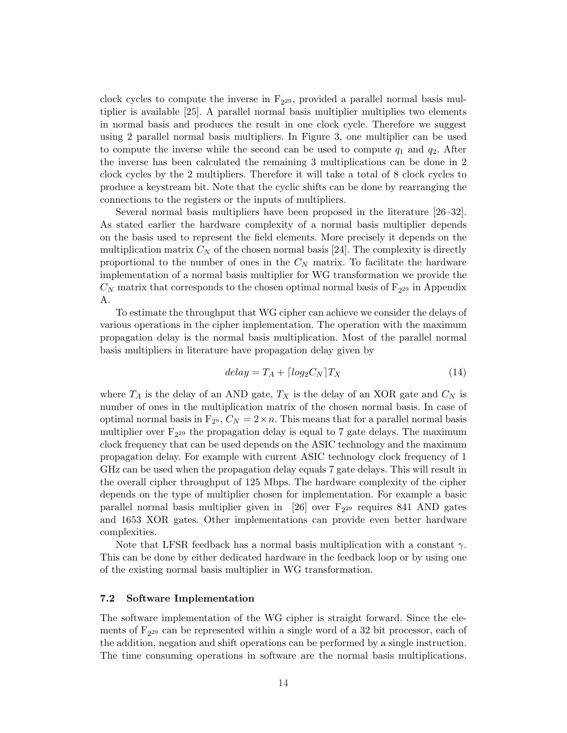clock cycles to compute the inverse in $F_{2^{29}}$, provided a parallel normal basis multiplier is available [25]. A parallel normal basis multiplier multiplies two elements in normal basis and produces the result in one clock cycle. Therefore we suggest using 2 parallel normal basis multipliers. In Figure 3, one multiplier can be used to compute the inverse while the second can be used to compute $q_1$ and $q_2$. After the inverse has been calculated the remaining 3 multiplications can be done in 2 clock cycles by the 2 multipliers. Therefore it will take a total of 8 clock cycles to produce a keystream bit. Note that the cyclic shifts can be done by rearranging the connections to the registers or the inputs of multipliers.

Several normal basis multipliers have been proposed in the literature [26–32]. As stated earlier the hardware complexity of a normal basis multiplier depends on the basis used to represent the field elements. More precisely it depends on the multiplication matrix $C_N$ of the chosen normal basis [24]. The complexity is directly proportional to the number of ones in the $C_N$ matrix. To facilitate the hardware implementation of a normal basis multiplier for WG transformation we provide the $C_N$ matrix that corresponds to the chosen optimal normal basis of $F_{2^{29}}$ in Appendix A.

To estimate the throughput that WG cipher can achieve we consider the delays of various operations in the cipher implementation. The operation with the maximum propagation delay is the normal basis multiplication. Most of the parallel normal basis multipliers in literature have propagation delay given by

$$delay = T_A + \lceil log_2 C_N \rceil T_X \tag{14}$$

where $T_A$ is the delay of an AND gate, $T_X$ is the delay of an XOR gate and $C_N$ is number of ones in the multiplication matrix of the chosen normal basis. In case of optimal normal basis in $F_{2^n}$, $C_N = 2 \times n$. This means that for a parallel normal basis multiplier over $F_{2^{29}}$ the propagation delay is equal to 7 gate delays. The maximum clock frequency that can be used depends on the ASIC technology and the maximum propagation delay. For example with current ASIC technology clock frequency of 1 GHz can be used when the propagation delay equals 7 gate delays. This will result in the overall cipher throughput of 125 Mbps. The hardware complexity of the cipher depends on the type of multiplier chosen for implementation. For example a basic parallel normal basis multiplier given in [26] over $F_{2^{29}}$ requires 841 AND gates and 1653 XOR gates. Other implementations can provide even better hardware complexities.

Note that LFSR feedback has a normal basis multiplication with a constant $\gamma$. This can be done by either dedicated hardware in the feedback loop or by using one of the existing normal basis multiplier in WG transformation.

### 7.2 Software Implementation

The software implementation of the WG cipher is straight forward. Since the elements of $F_{2^{29}}$ can be represented within a single word of a 32 bit processor, each of the addition, negation and shift operations can be performed by a single instruction. The time consuming operations in software are the normal basis multiplications.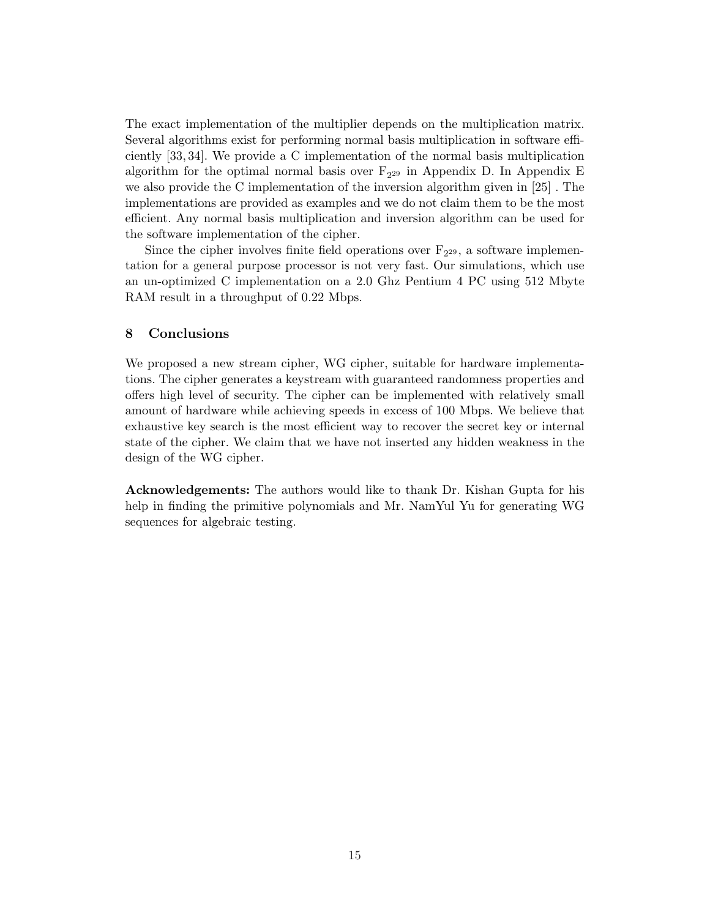The exact implementation of the multiplier depends on the multiplication matrix. Several algorithms exist for performing normal basis multiplication in software efficiently [33, 34]. We provide a C implementation of the normal basis multiplication algorithm for the optimal normal basis over $F_{2^{29}}$ in Appendix D. In Appendix E we also provide the C implementation of the inversion algorithm given in [25] . The implementations are provided as examples and we do not claim them to be the most efficient. Any normal basis multiplication and inversion algorithm can be used for the software implementation of the cipher.

Since the cipher involves finite field operations over $F_{2^{29}}$, a software implementation for a general purpose processor is not very fast. Our simulations, which use an un-optimized C implementation on a 2.0 Ghz Pentium 4 PC using 512 Mbyte RAM result in a throughput of 0.22 Mbps.

## 8 Conclusions

We proposed a new stream cipher, WG cipher, suitable for hardware implementations. The cipher generates a keystream with guaranteed randomness properties and offers high level of security. The cipher can be implemented with relatively small amount of hardware while achieving speeds in excess of 100 Mbps. We believe that exhaustive key search is the most efficient way to recover the secret key or internal state of the cipher. We claim that we have not inserted any hidden weakness in the design of the WG cipher.

**Acknowledgements:** The authors would like to thank Dr. Kishan Gupta for his help in finding the primitive polynomials and Mr. NamYul Yu for generating WG sequences for algebraic testing.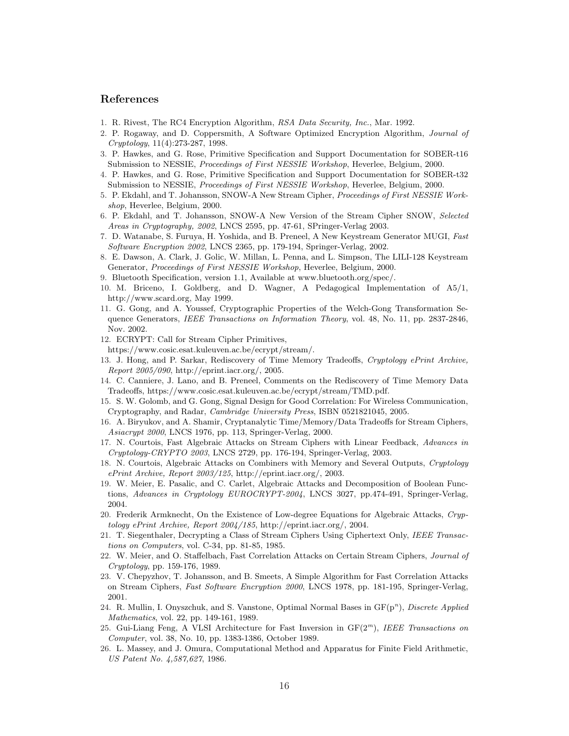## References

1. R. Rivest, The RC4 Encryption Algorithm, *RSA Data Security, Inc.*, Mar. 1992.
2. P. Rogaway, and D. Coppersmith, A Software Optimized Encryption Algorithm, *Journal of Cryptology*, 11(4):273-287, 1998.
3. P. Hawkes, and G. Rose, Primitive Specification and Support Documentation for SOBER-t16 Submission to NESSIE, *Proceedings of First NESSIE Workshop*, Heverlee, Belgium, 2000.
4. P. Hawkes, and G. Rose, Primitive Specification and Support Documentation for SOBER-t32 Submission to NESSIE, *Proceedings of First NESSIE Workshop*, Heverlee, Belgium, 2000.
5. P. Ekdahl, and T. Johansson, SNOW-A New Stream Cipher, *Proceedings of First NESSIE Workshop*, Heverlee, Belgium, 2000.
6. P. Ekdahl, and T. Johansson, SNOW-A New Version of the Stream Cipher SNOW, *Selected Areas in Cryptography, 2002*, LNCS 2595, pp. 47-61, SPringer-Verlag 2003.
7. D. Watanabe, S. Furuya, H. Yoshida, and B. Preneel, A New Keystream Generator MUGI, *Fast Software Encryption 2002*, LNCS 2365, pp. 179-194, Springer-Verlag, 2002.
8. E. Dawson, A. Clark, J. Golic, W. Millan, L. Penna, and L. Simpson, The LILI-128 Keystream Generator, *Proceedings of First NESSIE Workshop*, Heverlee, Belgium, 2000.
9. Bluetooth Specification, version 1.1, Available at www.bluetooth.org/spec/.
10. M. Briceno, I. Goldberg, and D. Wagner, A Pedagogical Implementation of A5/1, http://www.scard.org, May 1999.
11. G. Gong, and A. Youssef, Cryptographic Properties of the Welch-Gong Transformation Sequence Generators, *IEEE Transactions on Information Theory*, vol. 48, No. 11, pp. 2837-2846, Nov. 2002.
12. ECRYPT: Call for Stream Cipher Primitives, https://www.cosic.esat.kuleuven.ac.be/ecrypt/stream/.
13. J. Hong, and P. Sarkar, Rediscovery of Time Memory Tradeoffs, *Cryptology ePrint Archive, Report 2005/090*, http://eprint.iacr.org/, 2005.
14. C. Canniere, J. Lano, and B. Preneel, Comments on the Rediscovery of Time Memory Data Tradeoffs, https://www.cosic.esat.kuleuven.ac.be/ecrypt/stream/TMD.pdf.
15. S. W. Golomb, and G. Gong, Signal Design for Good Correlation: For Wireless Communication, Cryptography, and Radar, *Cambridge University Press*, ISBN 0521821045, 2005.
16. A. Biryukov, and A. Shamir, Cryptanalytic Time/Memory/Data Tradeoffs for Stream Ciphers, *Asiacrypt 2000*, LNCS 1976, pp. 113, Springer-Verlag, 2000.
17. N. Courtois, Fast Algebraic Attacks on Stream Ciphers with Linear Feedback, *Advances in Cryptology-CRYPTO 2003*, LNCS 2729, pp. 176-194, Springer-Verlag, 2003.
18. N. Courtois, Algebraic Attacks on Combiners with Memory and Several Outputs, *Cryptology ePrint Archive, Report 2003/125*, http://eprint.iacr.org/, 2003.
19. W. Meier, E. Pasalic, and C. Carlet, Algebraic Attacks and Decomposition of Boolean Functions, *Advances in Cryptology EUROCRYPT-2004*, LNCS 3027, pp.474-491, Springer-Verlag, 2004.
20. Frederik Armknecht, On the Existence of Low-degree Equations for Algebraic Attacks, *Cryptology ePrint Archive, Report 2004/185*, http://eprint.iacr.org/, 2004.
21. T. Siegenthaler, Decrypting a Class of Stream Ciphers Using Ciphertext Only, *IEEE Transactions on Computers*, vol. C-34, pp. 81-85, 1985.
22. W. Meier, and O. Staffelbach, Fast Correlation Attacks on Certain Stream Ciphers, *Journal of Cryptology*, pp. 159-176, 1989.
23. V. Chepyzhov, T. Johansson, and B. Smeets, A Simple Algorithm for Fast Correlation Attacks on Stream Ciphers, *Fast Software Encryption 2000*, LNCS 1978, pp. 181-195, Springer-Verlag, 2001.
24. R. Mullin, I. Onyszchuk, and S. Vanstone, Optimal Normal Bases in GF($p^n$), *Discrete Applied Mathematics*, vol. 22, pp. 149-161, 1989.
25. Gui-Liang Feng, A VLSI Architecture for Fast Inversion in GF($2^m$), *IEEE Transactions on Computer*, vol. 38, No. 10, pp. 1383-1386, October 1989.
26. L. Massey, and J. Omura, Computational Method and Apparatus for Finite Field Arithmetic, *US Patent No. 4,587,627*, 1986.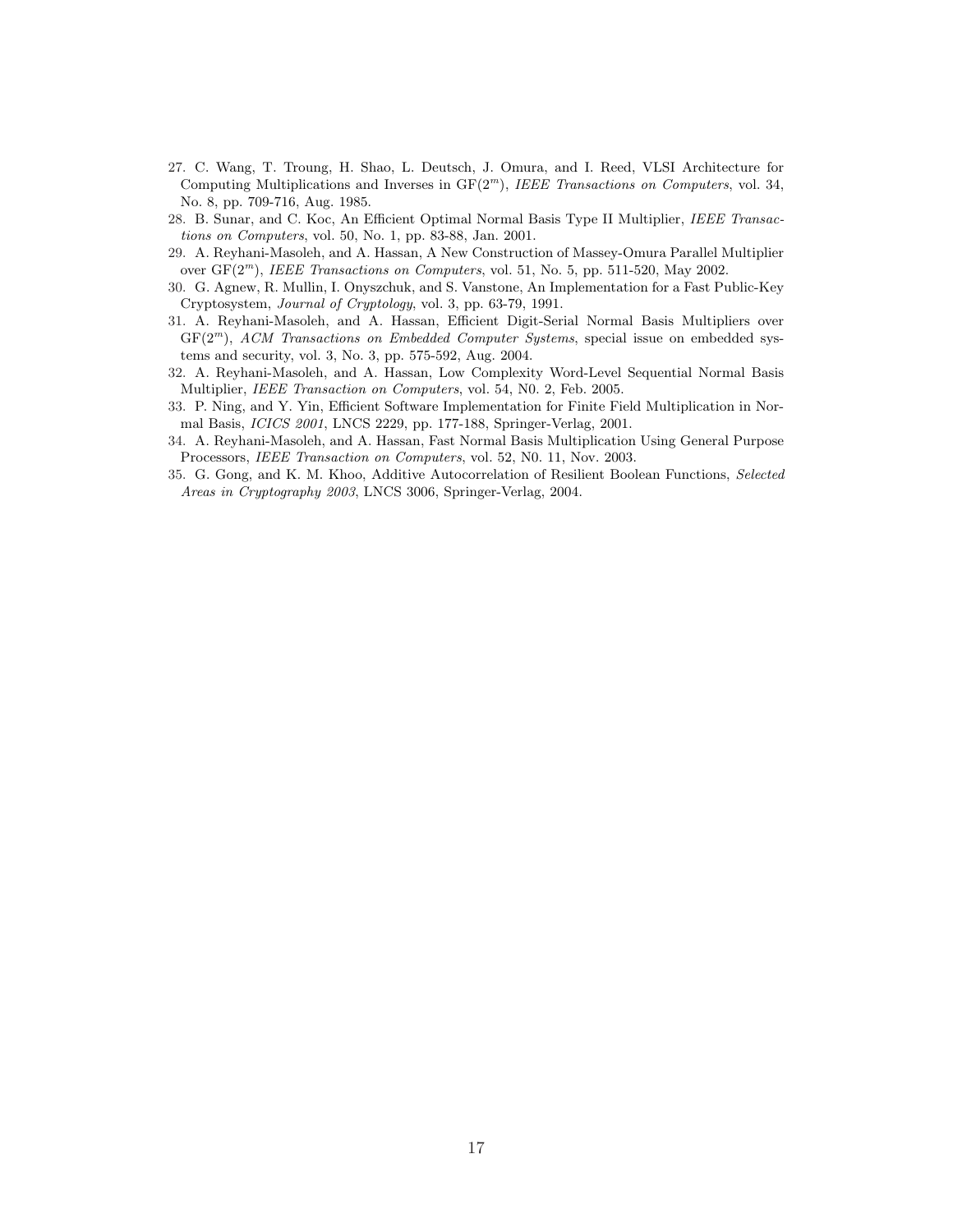27. C. Wang, T. Troung, H. Shao, L. Deutsch, J. Omura, and I. Reed, VLSI Architecture for Computing Multiplications and Inverses in GF($2^m$), *IEEE Transactions on Computers*, vol. 34, No. 8, pp. 709-716, Aug. 1985.
28. B. Sunar, and C. Koc, An Efficient Optimal Normal Basis Type II Multiplier, *IEEE Transactions on Computers*, vol. 50, No. 1, pp. 83-88, Jan. 2001.
29. A. Reyhani-Masoleh, and A. Hassan, A New Construction of Massey-Omura Parallel Multiplier over GF($2^m$), *IEEE Transactions on Computers*, vol. 51, No. 5, pp. 511-520, May 2002.
30. G. Agnew, R. Mullin, I. Onyszchuk, and S. Vanstone, An Implementation for a Fast Public-Key Cryptosystem, *Journal of Cryptology*, vol. 3, pp. 63-79, 1991.
31. A. Reyhani-Masoleh, and A. Hassan, Efficient Digit-Serial Normal Basis Multipliers over GF($2^m$), *ACM Transactions on Embedded Computer Systems*, special issue on embedded systems and security, vol. 3, No. 3, pp. 575-592, Aug. 2004.
32. A. Reyhani-Masoleh, and A. Hassan, Low Complexity Word-Level Sequential Normal Basis Multiplier, *IEEE Transaction on Computers*, vol. 54, N0. 2, Feb. 2005.
33. P. Ning, and Y. Yin, Efficient Software Implementation for Finite Field Multiplication in Normal Basis, *ICICS 2001*, LNCS 2229, pp. 177-188, Springer-Verlag, 2001.
34. A. Reyhani-Masoleh, and A. Hassan, Fast Normal Basis Multiplication Using General Purpose Processors, *IEEE Transaction on Computers*, vol. 52, N0. 11, Nov. 2003.
35. G. Gong, and K. M. Khoo, Additive Autocorrelation of Resilient Boolean Functions, *Selected Areas in Cryptography 2003*, LNCS 3006, Springer-Verlag, 2004.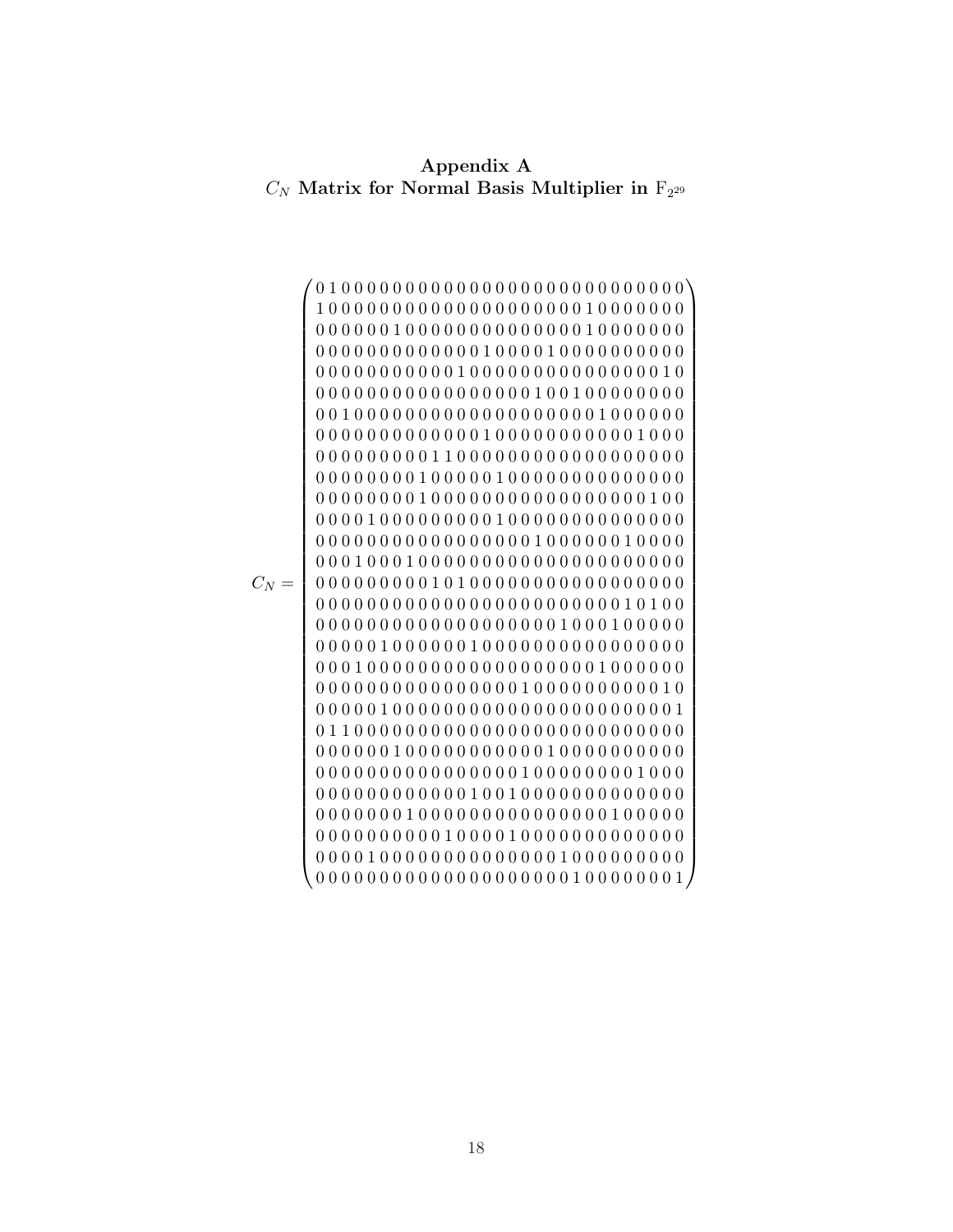# Appendix A

## $C_N$ Matrix for Normal Basis Multiplier in $\mathbb{F}_{2^{29}}$

$$
C_N = \begin{pmatrix}
0&1&0&0&0&0&0&0&0&0&0&0&0&0&0&0&0&0&0&0&0&0&0&0&0&0&0&0&0\\
1&0&0&0&0&0&0&0&0&0&0&0&0&0&0&0&0&0&0&0&0&1&0&0&0&0&0&0&0\\
0&0&0&0&0&0&1&0&0&0&0&0&0&0&0&0&0&0&0&0&0&1&0&0&0&0&0&0&0\\
0&0&0&0&0&0&0&0&0&0&0&0&0&1&0&0&0&0&1&0&0&0&0&0&0&0&0&0&0\\
0&0&0&0&0&0&0&0&0&0&0&1&0&0&0&0&0&0&0&0&0&0&0&0&0&0&0&1&0\\
0&0&0&0&0&0&0&0&0&0&0&0&0&0&0&0&0&1&0&0&1&0&0&0&0&0&0&0&0\\
0&0&1&0&0&0&0&0&0&0&0&0&0&0&0&0&0&0&0&0&0&0&1&0&0&0&0&0&0\\
0&0&0&0&0&0&0&0&0&0&0&0&0&1&0&0&0&0&0&0&0&0&0&0&0&1&0&0&0\\
0&0&0&0&0&0&0&0&0&1&1&0&0&0&0&0&0&0&0&0&0&0&0&0&0&0&0&0&0\\
0&0&0&0&0&0&0&0&1&0&0&0&0&0&1&0&0&0&0&0&0&0&0&0&0&0&0&0&0\\
0&0&0&0&0&0&0&0&1&0&0&0&0&0&0&0&0&0&0&0&0&0&0&0&0&0&1&0&0\\
0&0&0&0&1&0&0&0&0&0&0&0&0&0&1&0&0&0&0&0&0&0&0&0&0&0&0&0&0\\
0&0&0&0&0&0&0&0&0&0&0&0&0&0&0&0&0&1&0&0&0&0&0&0&1&0&0&0&0\\
0&0&0&1&0&0&0&1&0&0&0&0&0&0&0&0&0&0&0&0&0&0&0&0&0&0&0&0&0\\
0&0&0&0&0&0&0&0&0&1&0&1&0&0&0&0&0&0&0&0&0&0&0&0&0&0&0&0&0\\
0&0&0&0&0&0&0&0&0&0&0&0&0&0&0&0&0&0&0&0&0&0&0&0&1&0&1&0&0\\
0&0&0&0&0&0&0&0&0&0&0&0&0&0&0&0&0&0&0&1&0&0&0&1&0&0&0&0&0\\
0&0&0&0&0&1&0&0&0&0&0&0&1&0&0&0&0&0&0&0&0&0&0&0&0&0&0&0&0\\
0&0&0&1&0&0&0&0&0&0&0&0&0&0&0&0&0&0&0&0&0&0&1&0&0&0&0&0&0\\
0&0&0&0&0&0&0&0&0&0&0&0&0&0&0&0&1&0&0&0&0&0&0&0&0&0&0&1&0\\
0&0&0&0&0&1&0&0&0&0&0&0&0&0&0&0&0&0&0&0&0&0&0&0&0&0&0&0&1\\
0&1&1&0&0&0&0&0&0&0&0&0&0&0&0&0&0&0&0&0&0&0&0&0&0&0&0&0&0\\
0&0&0&0&0&0&1&0&0&0&0&0&0&0&0&0&0&0&1&0&0&0&0&0&0&0&0&0&0\\
0&0&0&0&0&0&0&0&0&0&0&0&0&0&0&0&1&0&0&0&0&0&0&0&0&1&0&0&0\\
0&0&0&0&0&0&0&0&0&0&0&0&1&0&0&1&0&0&0&0&0&0&0&0&0&0&0&0&0\\
0&0&0&0&0&0&0&1&0&0&0&0&0&0&0&0&0&0&0&0&0&0&0&1&0&0&0&0&0\\
0&0&0&0&0&0&0&0&0&0&1&0&0&0&0&1&0&0&0&0&0&0&0&0&0&0&0&0&0\\
0&0&0&0&1&0&0&0&0&0&0&0&0&0&0&0&0&0&0&1&0&0&0&0&0&0&0&0&0\\
0&0&0&0&0&0&0&0&0&0&0&0&0&0&0&0&0&0&0&0&1&0&0&0&0&0&0&0&1
\end{pmatrix}
$$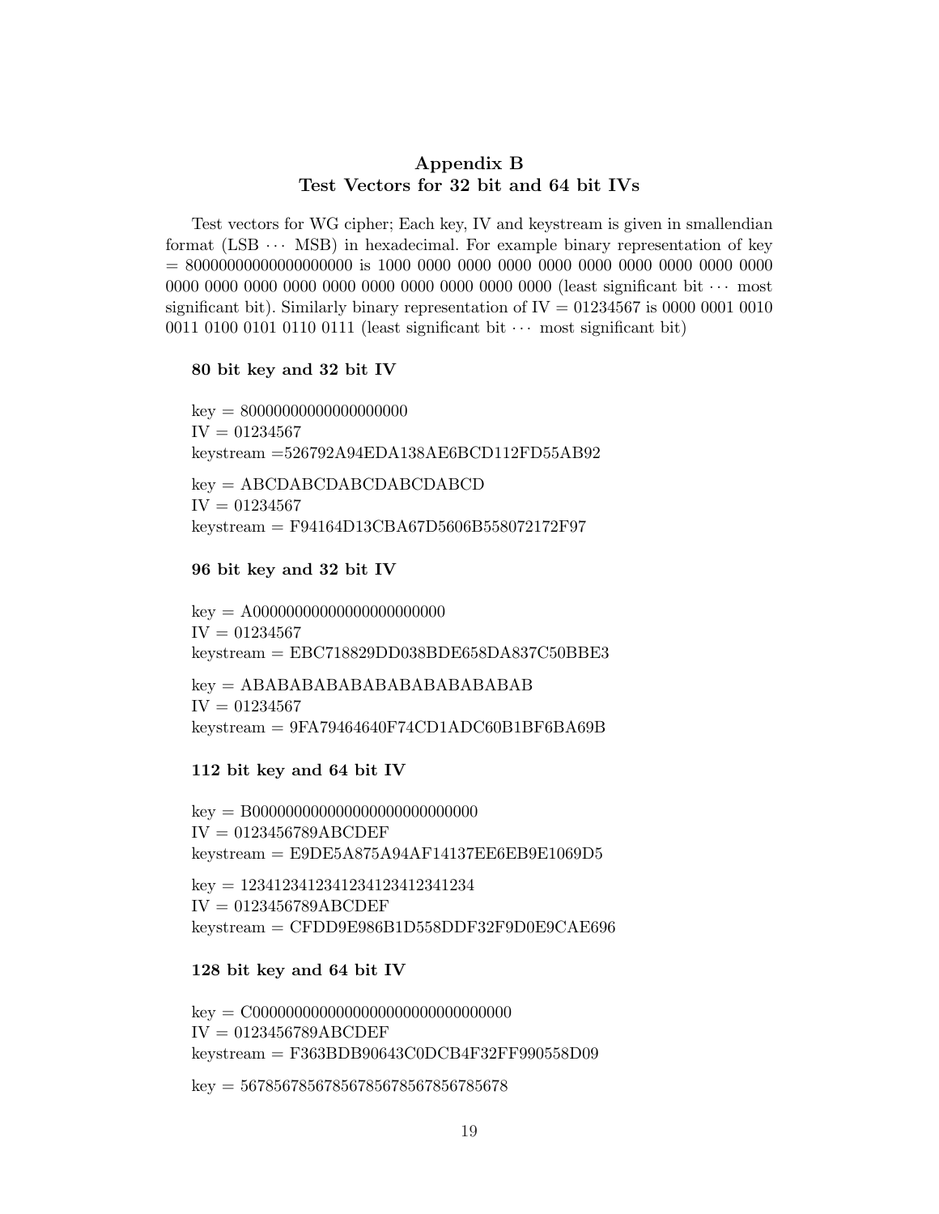# Appendix B
## Test Vectors for 32 bit and 64 bit IVs

Test vectors for WG cipher; Each key, IV and keystream is given in smallendian format (LSB $\cdots$ MSB) in hexadecimal. For example binary representation of key = 80000000000000000000 is 1000 0000 0000 0000 0000 0000 0000 0000 0000 0000 0000 0000 0000 0000 0000 0000 0000 0000 0000 0000 (least significant bit $\cdots$ most significant bit). Similarly binary representation of IV = 01234567 is 0000 0001 0010 0011 0100 0101 0110 0111 (least significant bit $\cdots$ most significant bit)

**80 bit key and 32 bit IV**

key = 80000000000000000000
IV = 01234567
keystream =526792A94EDA138AE6BCD112FD55AB92

key = ABCDABCDABCDABCDABCD
IV = 01234567
keystream = F94164D13CBA67D5606B558072172F97

**96 bit key and 32 bit IV**

key = A00000000000000000000000
IV = 01234567
keystream = EBC718829DD038BDE658DA837C50BBE3

key = ABABABABABABABABABABABAB
IV = 01234567
keystream = 9FA79464640F74CD1ADC60B1BF6BA69B

**112 bit key and 64 bit IV**

key = B000000000000000000000000000
IV = 0123456789ABCDEF
keystream = E9DE5A875A94AF14137EE6EB9E1069D5

key = 1234123412341234123412341234
IV = 0123456789ABCDEF
keystream = CFDD9E986B1D558DDF32F9D0E9CAE696

**128 bit key and 64 bit IV**

key = C0000000000000000000000000000000
IV = 0123456789ABCDEF
keystream = F363BDB90643C0DCB4F32FF990558D09

key = 56785678567856785678567856785678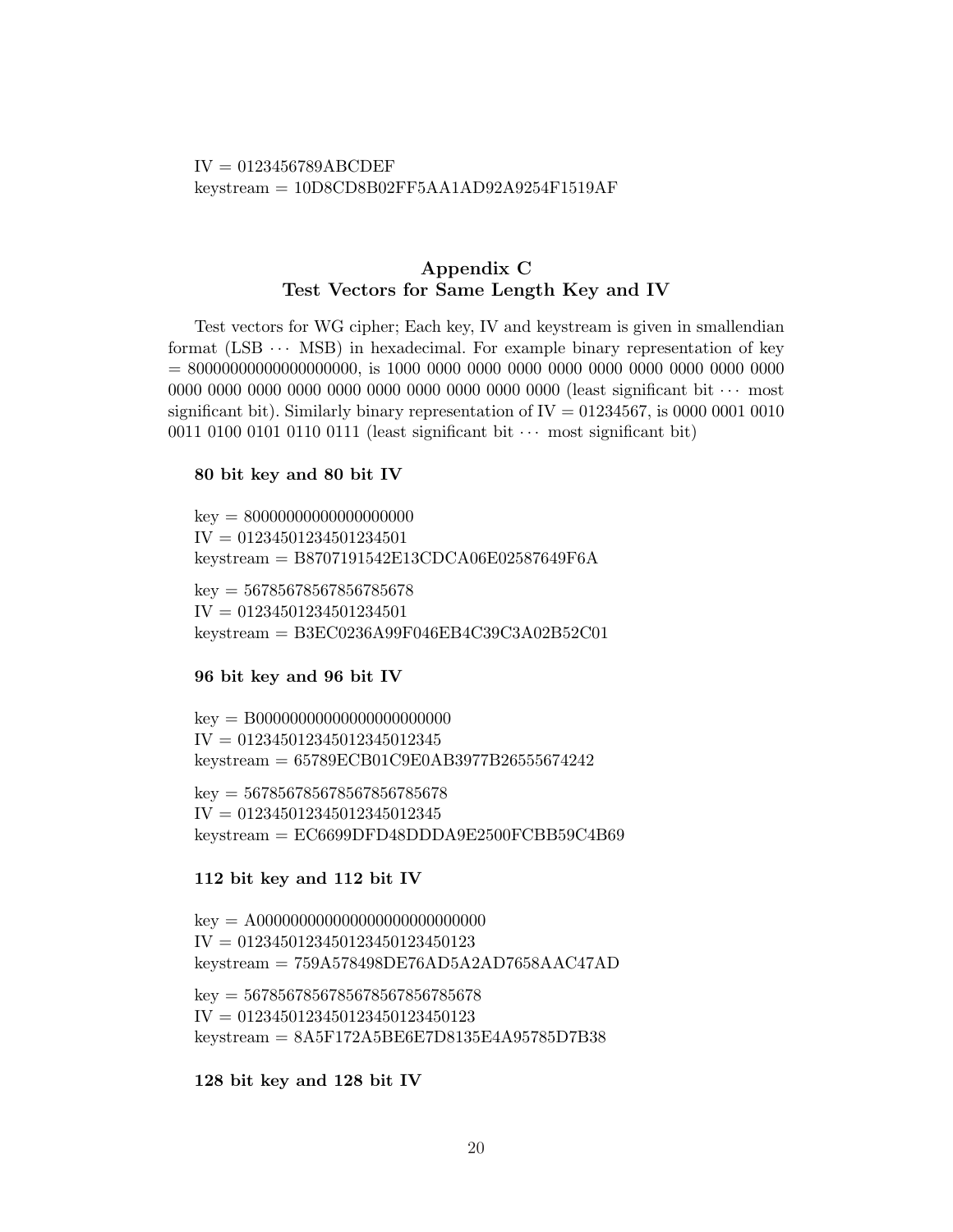IV = 0123456789ABCDEF
keystream = 10D8CD8B02FF5AA1AD92A9254F1519AF

## Appendix C
## Test Vectors for Same Length Key and IV

Test vectors for WG cipher; Each key, IV and keystream is given in smallendian format (LSB ⋯ MSB) in hexadecimal. For example binary representation of key = 80000000000000000000, is 1000 0000 0000 0000 0000 0000 0000 0000 0000 0000 0000 0000 0000 0000 0000 0000 0000 0000 0000 0000 (least significant bit ⋯ most significant bit). Similarly binary representation of IV = 01234567, is 0000 0001 0010 0011 0100 0101 0110 0111 (least significant bit ⋯ most significant bit)

**80 bit key and 80 bit IV**

key = 80000000000000000000
IV = 01234501234501234501
keystream = B8707191542E13CDCA06E02587649F6A

key = 56785678567856785678
IV = 01234501234501234501
keystream = B3EC0236A99F046EB4C39C3A02B52C01

**96 bit key and 96 bit IV**

key = B00000000000000000000000
IV = 012345012345012345012345
keystream = 65789ECB01C9E0AB3977B26555674242

key = 567856785678567856785678
IV = 012345012345012345012345
keystream = EC6699DFD48DDDA9E2500FCBB59C4B69

**112 bit key and 112 bit IV**

key = A000000000000000000000000000
IV = 0123450123450123450123450123
keystream = 759A578498DE76AD5A2AD7658AAC47AD

key = 5678567856785678567856785678
IV = 0123450123450123450123450123
keystream = 8A5F172A5BE6E7D8135E4A95785D7B38

**128 bit key and 128 bit IV**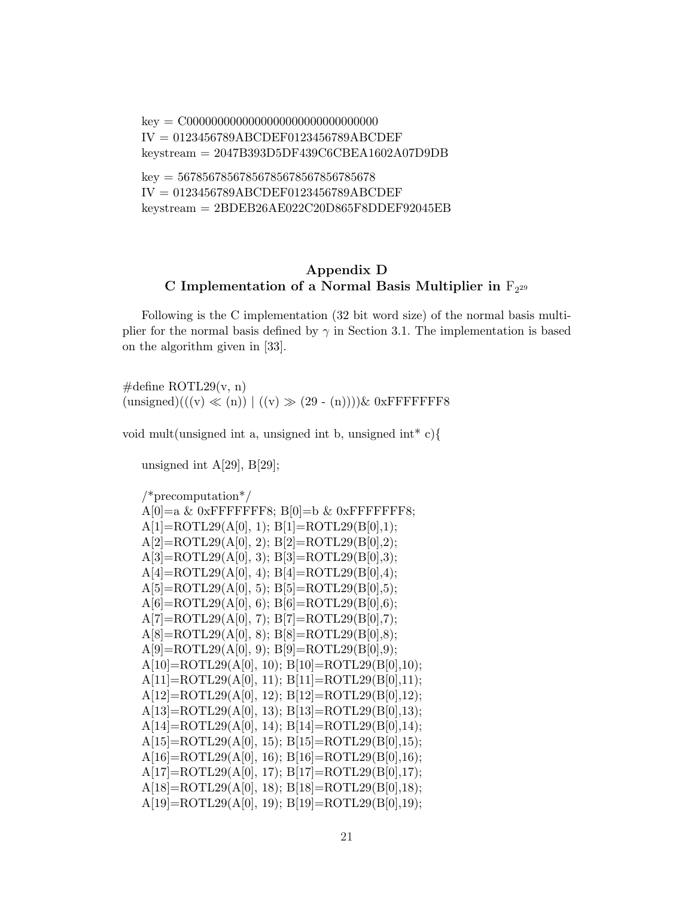key = C0000000000000000000000000000000
IV = 0123456789ABCDEF0123456789ABCDEF
keystream = 2047B393D5DF439C6CBEA1602A07D9DB

key = 56785678567856785678567856785678
IV = 0123456789ABCDEF0123456789ABCDEF
keystream = 2BDEB26AE022C20D865F8DDEF92045EB

## Appendix D
## C Implementation of a Normal Basis Multiplier in $\mathbb{F}_{2^{29}}$

Following is the C implementation (32 bit word size) of the normal basis multiplier for the normal basis defined by $\gamma$ in Section 3.1. The implementation is based on the algorithm given in [33].

```
#define ROTL29(v, n)
(unsigned)(((v) << (n)) | ((v) >> (29 - (n))))& 0xFFFFFFF8

void mult(unsigned int a, unsigned int b, unsigned int* c){

    unsigned int A[29], B[29];

    /*precomputation*/
    A[0]=a & 0xFFFFFFF8; B[0]=b & 0xFFFFFFF8;
    A[1]=ROTL29(A[0], 1); B[1]=ROTL29(B[0],1);
    A[2]=ROTL29(A[0], 2); B[2]=ROTL29(B[0],2);
    A[3]=ROTL29(A[0], 3); B[3]=ROTL29(B[0],3);
    A[4]=ROTL29(A[0], 4); B[4]=ROTL29(B[0],4);
    A[5]=ROTL29(A[0], 5); B[5]=ROTL29(B[0],5);
    A[6]=ROTL29(A[0], 6); B[6]=ROTL29(B[0],6);
    A[7]=ROTL29(A[0], 7); B[7]=ROTL29(B[0],7);
    A[8]=ROTL29(A[0], 8); B[8]=ROTL29(B[0],8);
    A[9]=ROTL29(A[0], 9); B[9]=ROTL29(B[0],9);
    A[10]=ROTL29(A[0], 10); B[10]=ROTL29(B[0],10);
    A[11]=ROTL29(A[0], 11); B[11]=ROTL29(B[0],11);
    A[12]=ROTL29(A[0], 12); B[12]=ROTL29(B[0],12);
    A[13]=ROTL29(A[0], 13); B[13]=ROTL29(B[0],13);
    A[14]=ROTL29(A[0], 14); B[14]=ROTL29(B[0],14);
    A[15]=ROTL29(A[0], 15); B[15]=ROTL29(B[0],15);
    A[16]=ROTL29(A[0], 16); B[16]=ROTL29(B[0],16);
    A[17]=ROTL29(A[0], 17); B[17]=ROTL29(B[0],17);
    A[18]=ROTL29(A[0], 18); B[18]=ROTL29(B[0],18);
    A[19]=ROTL29(A[0], 19); B[19]=ROTL29(B[0],19);
```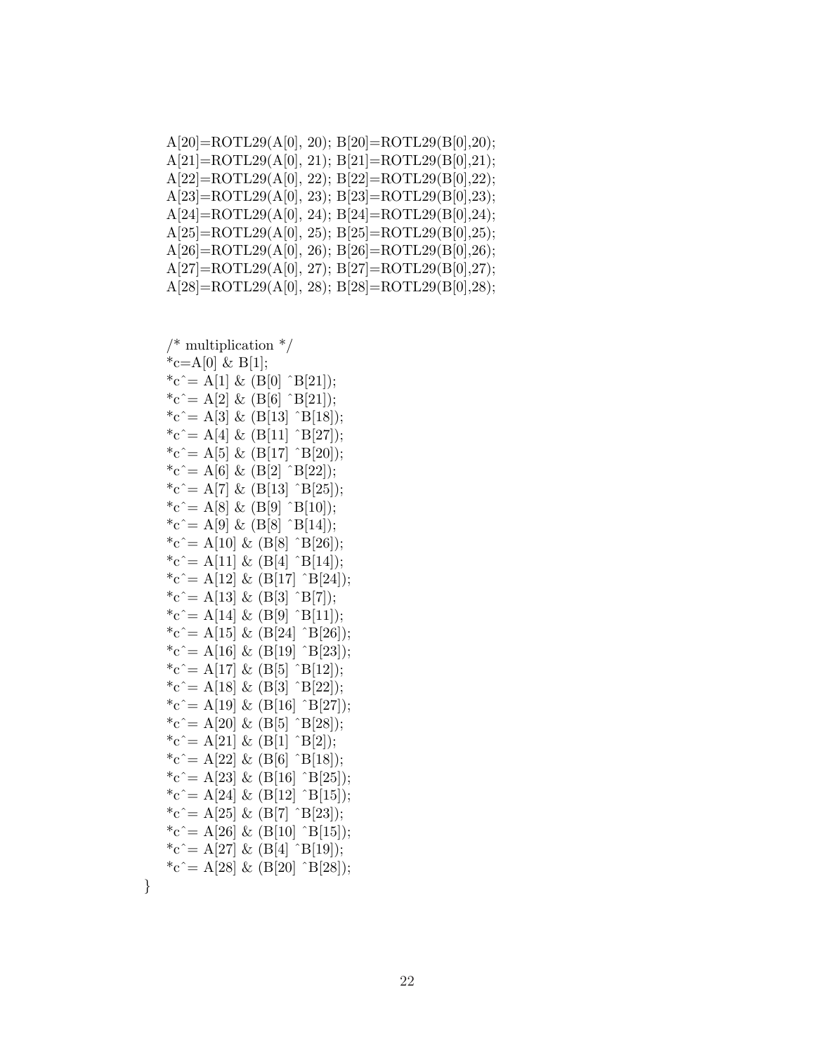```
    A[20]=ROTL29(A[0], 20); B[20]=ROTL29(B[0],20);
    A[21]=ROTL29(A[0], 21); B[21]=ROTL29(B[0],21);
    A[22]=ROTL29(A[0], 22); B[22]=ROTL29(B[0],22);
    A[23]=ROTL29(A[0], 23); B[23]=ROTL29(B[0],23);
    A[24]=ROTL29(A[0], 24); B[24]=ROTL29(B[0],24);
    A[25]=ROTL29(A[0], 25); B[25]=ROTL29(B[0],25);
    A[26]=ROTL29(A[0], 26); B[26]=ROTL29(B[0],26);
    A[27]=ROTL29(A[0], 27); B[27]=ROTL29(B[0],27);
    A[28]=ROTL29(A[0], 28); B[28]=ROTL29(B[0],28);


    /* multiplication */
    *c=A[0] & B[1];
    *c^= A[1] & (B[0] ^B[21]);
    *c^= A[2] & (B[6] ^B[21]);
    *c^= A[3] & (B[13] ^B[18]);
    *c^= A[4] & (B[11] ^B[27]);
    *c^= A[5] & (B[17] ^B[20]);
    *c^= A[6] & (B[2] ^B[22]);
    *c^= A[7] & (B[13] ^B[25]);
    *c^= A[8] & (B[9] ^B[10]);
    *c^= A[9] & (B[8] ^B[14]);
    *c^= A[10] & (B[8] ^B[26]);
    *c^= A[11] & (B[4] ^B[14]);
    *c^= A[12] & (B[17] ^B[24]);
    *c^= A[13] & (B[3] ^B[7]);
    *c^= A[14] & (B[9] ^B[11]);
    *c^= A[15] & (B[24] ^B[26]);
    *c^= A[16] & (B[19] ^B[23]);
    *c^= A[17] & (B[5] ^B[12]);
    *c^= A[18] & (B[3] ^B[22]);
    *c^= A[19] & (B[16] ^B[27]);
    *c^= A[20] & (B[5] ^B[28]);
    *c^= A[21] & (B[1] ^B[2]);
    *c^= A[22] & (B[6] ^B[18]);
    *c^= A[23] & (B[16] ^B[25]);
    *c^= A[24] & (B[12] ^B[15]);
    *c^= A[25] & (B[7] ^B[23]);
    *c^= A[26] & (B[10] ^B[15]);
    *c^= A[27] & (B[4] ^B[19]);
    *c^= A[28] & (B[20] ^B[28]);
}
```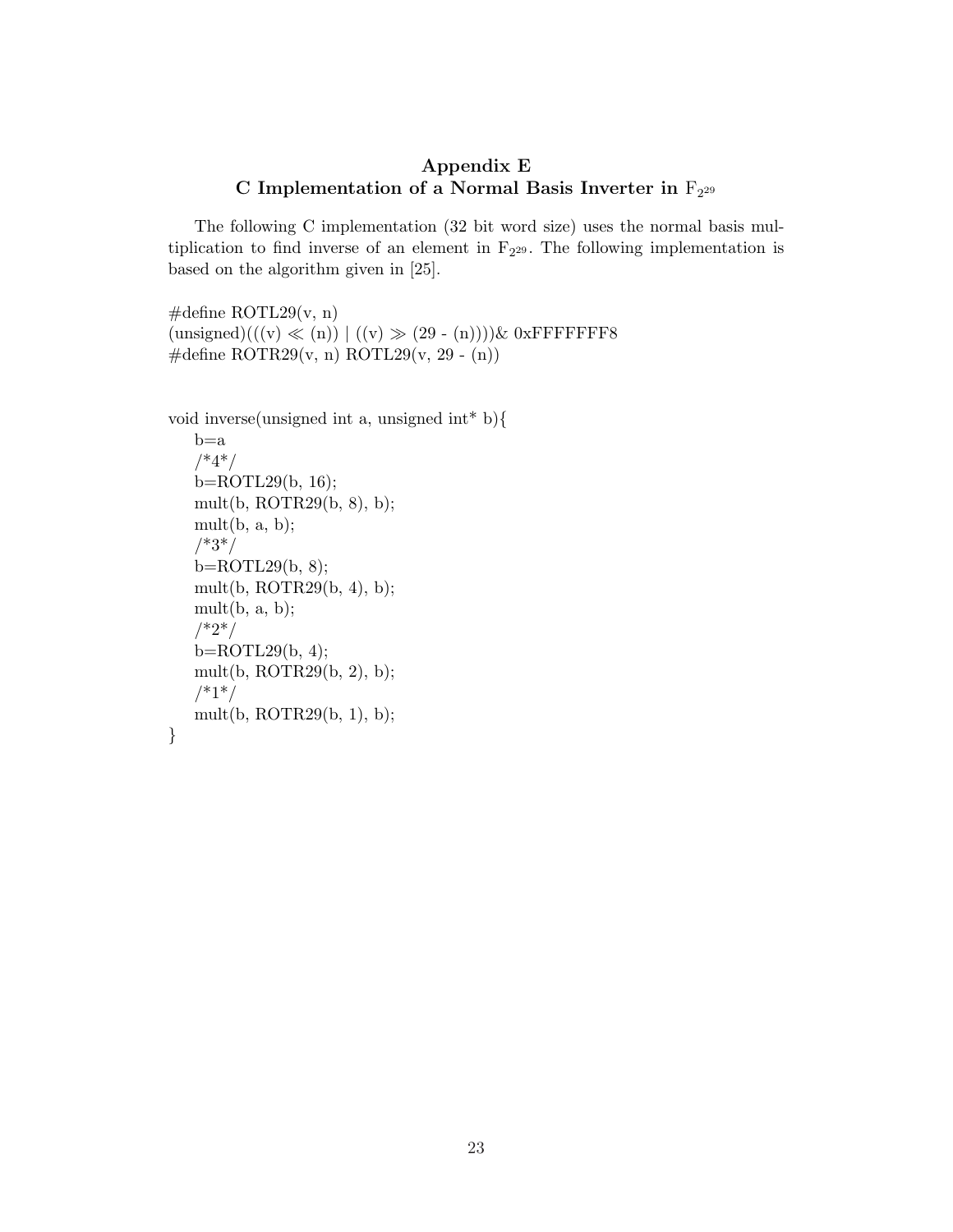# Appendix E
## C Implementation of a Normal Basis Inverter in $\mathbb{F}_{2^{29}}$

The following C implementation (32 bit word size) uses the normal basis multiplication to find inverse of an element in $\mathbb{F}_{2^{29}}$. The following implementation is based on the algorithm given in [25].

```
#define ROTL29(v, n)
(unsigned)(((v) << (n)) | ((v) >> (29 - (n))))& 0xFFFFFFF8
#define ROTR29(v, n) ROTL29(v, 29 - (n))


void inverse(unsigned int a, unsigned int* b){
    b=a
    /*4*/
    b=ROTL29(b, 16);
    mult(b, ROTR29(b, 8), b);
    mult(b, a, b);
    /*3*/
    b=ROTL29(b, 8);
    mult(b, ROTR29(b, 4), b);
    mult(b, a, b);
    /*2*/
    b=ROTL29(b, 4);
    mult(b, ROTR29(b, 2), b);
    /*1*/
    mult(b, ROTR29(b, 1), b);
}
```